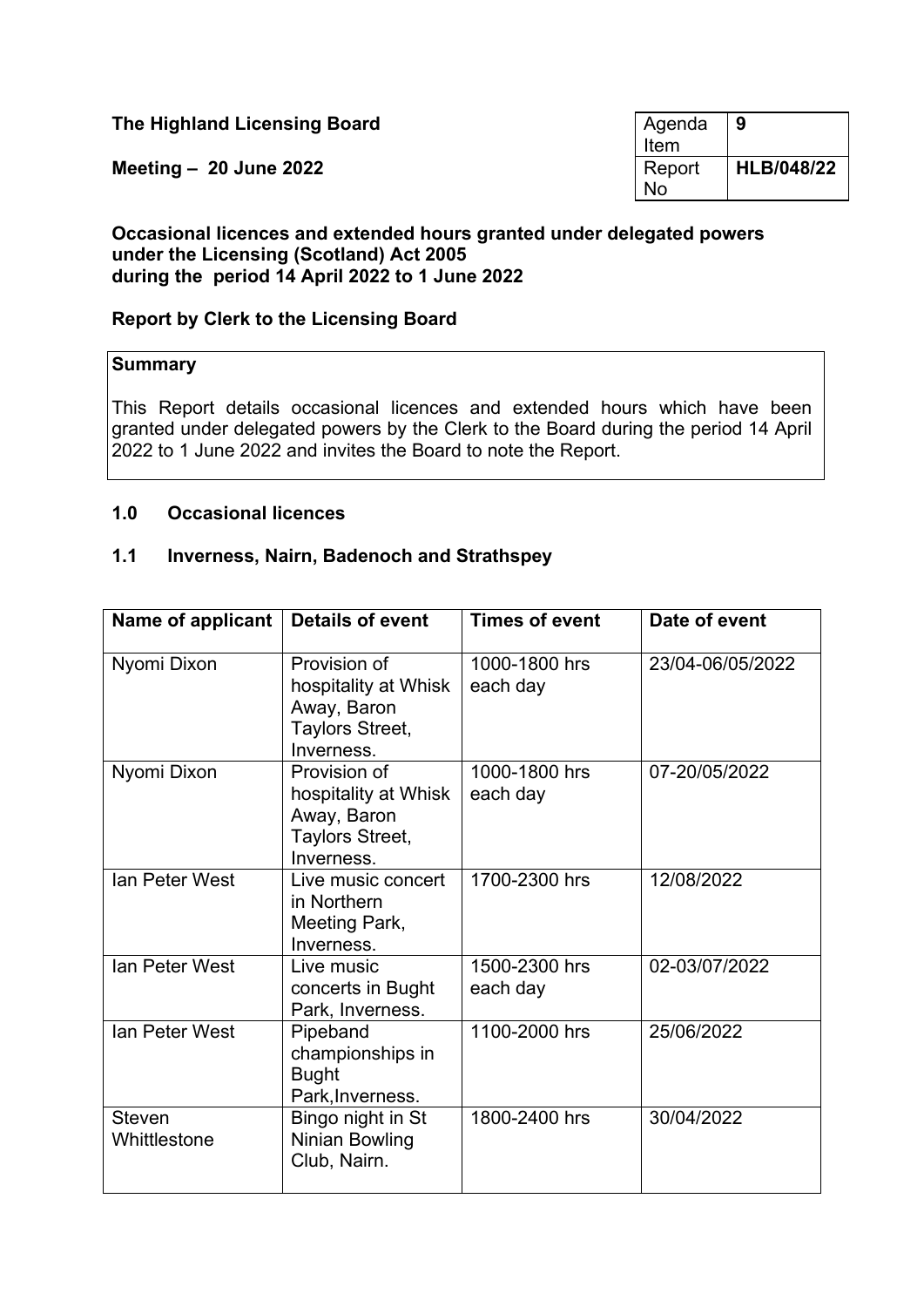**The Highland Licensing Board**

**Meeting – 20 June 2022**

| Agenda Item | **9** |
|---|---|
| Report No | **HLB/048/22** |

**Occasional licences and extended hours granted under delegated powers under the Licensing (Scotland) Act 2005 during the period 14 April 2022 to 1 June 2022**

**Report by Clerk to the Licensing Board**

> **Summary**
>
> This Report details occasional licences and extended hours which have been granted under delegated powers by the Clerk to the Board during the period 14 April 2022 to 1 June 2022 and invites the Board to note the Report.

## 1.0 Occasional licences

### 1.1 Inverness, Nairn, Badenoch and Strathspey

| Name of applicant | Details of event | Times of event | Date of event |
|---|---|---|---|
| Nyomi Dixon | Provision of hospitality at Whisk Away, Baron Taylors Street, Inverness. | 1000-1800 hrs each day | 23/04-06/05/2022 |
| Nyomi Dixon | Provision of hospitality at Whisk Away, Baron Taylors Street, Inverness. | 1000-1800 hrs each day | 07-20/05/2022 |
| Ian Peter West | Live music concert in Northern Meeting Park, Inverness. | 1700-2300 hrs | 12/08/2022 |
| Ian Peter West | Live music concerts in Bught Park, Inverness. | 1500-2300 hrs each day | 02-03/07/2022 |
| Ian Peter West | Pipeband championships in Bught Park,Inverness. | 1100-2000 hrs | 25/06/2022 |
| Steven Whittlestone | Bingo night in St Ninian Bowling Club, Nairn. | 1800-2400 hrs | 30/04/2022 |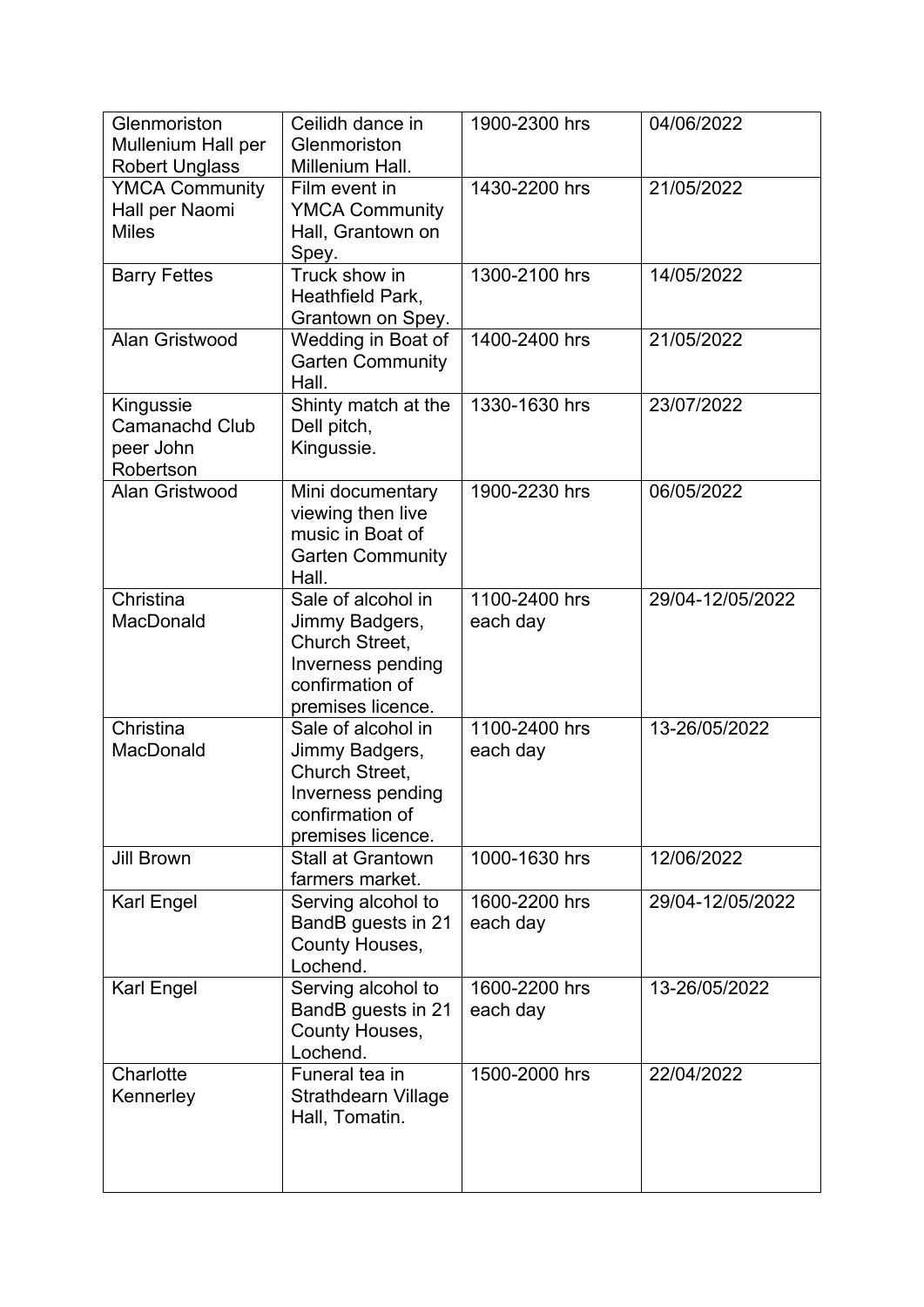| | | | |
|---|---|---|---|
| Glenmoriston Mullenium Hall per Robert Unglass | Ceilidh dance in Glenmoriston Millenium Hall. | 1900-2300 hrs | 04/06/2022 |
| YMCA Community Hall per Naomi Miles | Film event in YMCA Community Hall, Grantown on Spey. | 1430-2200 hrs | 21/05/2022 |
| Barry Fettes | Truck show in Heathfield Park, Grantown on Spey. | 1300-2100 hrs | 14/05/2022 |
| Alan Gristwood | Wedding in Boat of Garten Community Hall. | 1400-2400 hrs | 21/05/2022 |
| Kingussie Camanachd Club peer John Robertson | Shinty match at the Dell pitch, Kingussie. | 1330-1630 hrs | 23/07/2022 |
| Alan Gristwood | Mini documentary viewing then live music in Boat of Garten Community Hall. | 1900-2230 hrs | 06/05/2022 |
| Christina MacDonald | Sale of alcohol in Jimmy Badgers, Church Street, Inverness pending confirmation of premises licence. | 1100-2400 hrs each day | 29/04-12/05/2022 |
| Christina MacDonald | Sale of alcohol in Jimmy Badgers, Church Street, Inverness pending confirmation of premises licence. | 1100-2400 hrs each day | 13-26/05/2022 |
| Jill Brown | Stall at Grantown farmers market. | 1000-1630 hrs | 12/06/2022 |
| Karl Engel | Serving alcohol to BandB guests in 21 County Houses, Lochend. | 1600-2200 hrs each day | 29/04-12/05/2022 |
| Karl Engel | Serving alcohol to BandB guests in 21 County Houses, Lochend. | 1600-2200 hrs each day | 13-26/05/2022 |
| Charlotte Kennerley | Funeral tea in Strathdearn Village Hall, Tomatin. | 1500-2000 hrs | 22/04/2022 |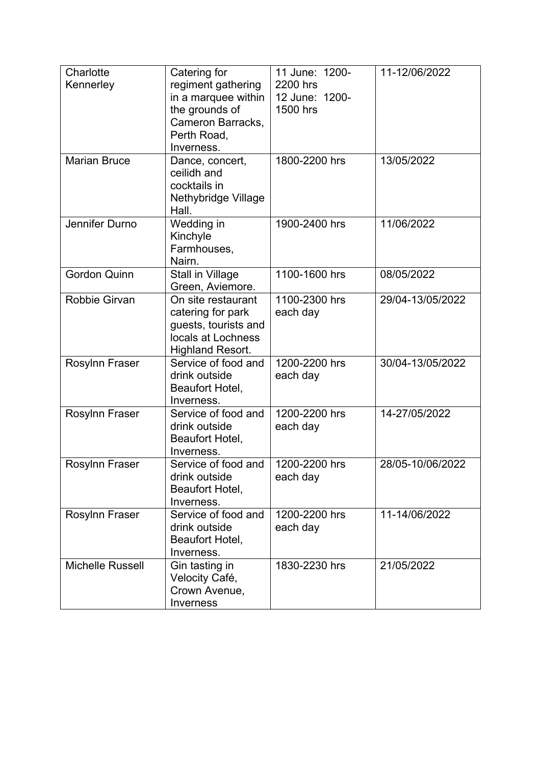| Charlotte Kennerley | Catering for regiment gathering in a marquee within the grounds of Cameron Barracks, Perth Road, Inverness. | 11 June: 1200-2200 hrs 12 June: 1200-1500 hrs | 11-12/06/2022 |
|---|---|---|---|
| Marian Bruce | Dance, concert, ceilidh and cocktails in Nethybridge Village Hall. | 1800-2200 hrs | 13/05/2022 |
| Jennifer Durno | Wedding in Kinchyle Farmhouses, Nairn. | 1900-2400 hrs | 11/06/2022 |
| Gordon Quinn | Stall in Village Green, Aviemore. | 1100-1600 hrs | 08/05/2022 |
| Robbie Girvan | On site restaurant catering for park guests, tourists and locals at Lochness Highland Resort. | 1100-2300 hrs each day | 29/04-13/05/2022 |
| Rosylnn Fraser | Service of food and drink outside Beaufort Hotel, Inverness. | 1200-2200 hrs each day | 30/04-13/05/2022 |
| Rosylnn Fraser | Service of food and drink outside Beaufort Hotel, Inverness. | 1200-2200 hrs each day | 14-27/05/2022 |
| Rosylnn Fraser | Service of food and drink outside Beaufort Hotel, Inverness. | 1200-2200 hrs each day | 28/05-10/06/2022 |
| Rosylnn Fraser | Service of food and drink outside Beaufort Hotel, Inverness. | 1200-2200 hrs each day | 11-14/06/2022 |
| Michelle Russell | Gin tasting in Velocity Café, Crown Avenue, Inverness | 1830-2230 hrs | 21/05/2022 |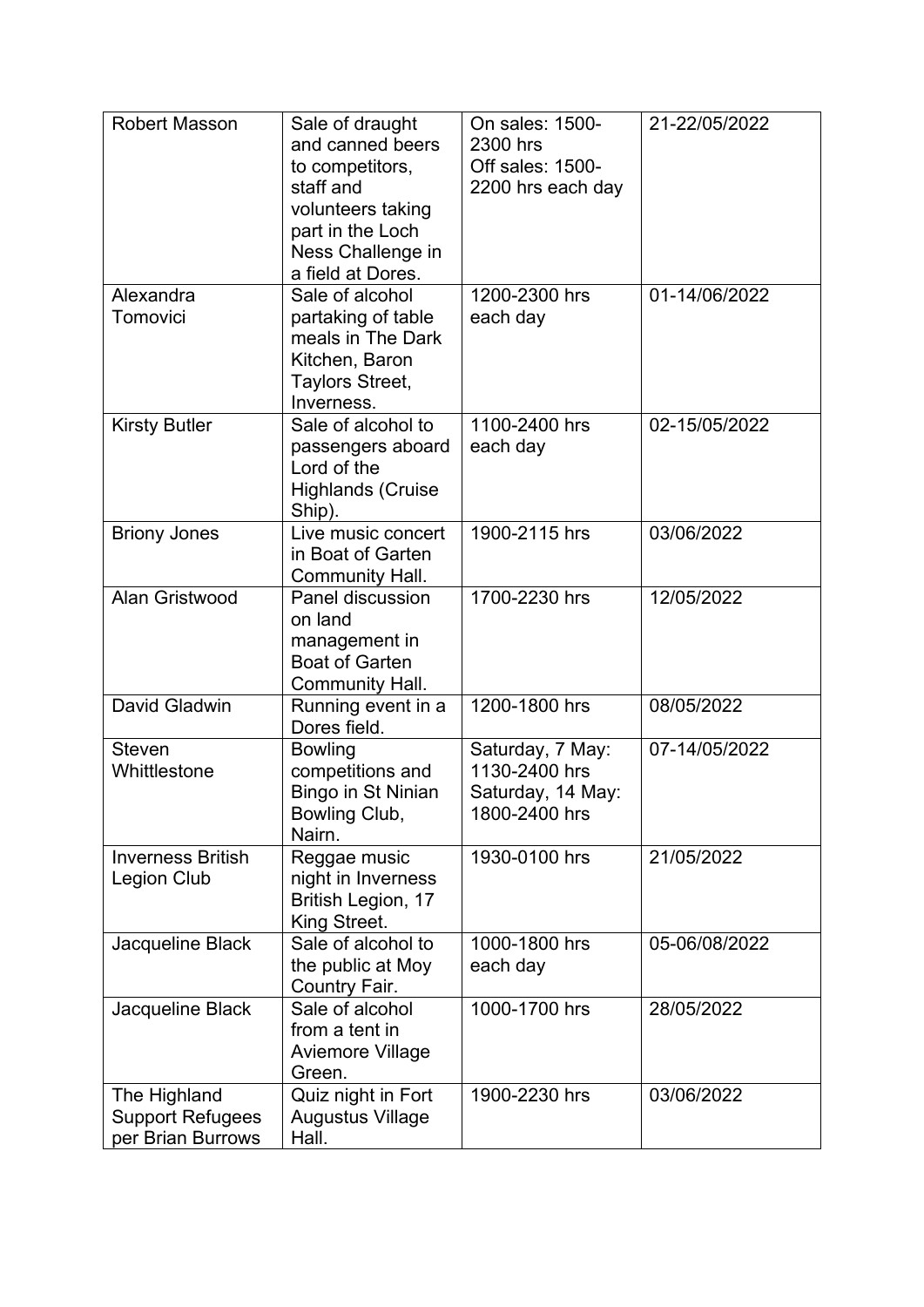| Robert Masson | Sale of draught and canned beers to competitors, staff and volunteers taking part in the Loch Ness Challenge in a field at Dores. | On sales: 1500-2300 hrs<br>Off sales: 1500-2200 hrs each day | 21-22/05/2022 |
|---|---|---|---|
| Alexandra Tomovici | Sale of alcohol partaking of table meals in The Dark Kitchen, Baron Taylors Street, Inverness. | 1200-2300 hrs each day | 01-14/06/2022 |
| Kirsty Butler | Sale of alcohol to passengers aboard Lord of the Highlands (Cruise Ship). | 1100-2400 hrs each day | 02-15/05/2022 |
| Briony Jones | Live music concert in Boat of Garten Community Hall. | 1900-2115 hrs | 03/06/2022 |
| Alan Gristwood | Panel discussion on land management in Boat of Garten Community Hall. | 1700-2230 hrs | 12/05/2022 |
| David Gladwin | Running event in a Dores field. | 1200-1800 hrs | 08/05/2022 |
| Steven Whittlestone | Bowling competitions and Bingo in St Ninian Bowling Club, Nairn. | Saturday, 7 May: 1130-2400 hrs<br>Saturday, 14 May: 1800-2400 hrs | 07-14/05/2022 |
| Inverness British Legion Club | Reggae music night in Inverness British Legion, 17 King Street. | 1930-0100 hrs | 21/05/2022 |
| Jacqueline Black | Sale of alcohol to the public at Moy Country Fair. | 1000-1800 hrs each day | 05-06/08/2022 |
| Jacqueline Black | Sale of alcohol from a tent in Aviemore Village Green. | 1000-1700 hrs | 28/05/2022 |
| The Highland Support Refugees per Brian Burrows | Quiz night in Fort Augustus Village Hall. | 1900-2230 hrs | 03/06/2022 |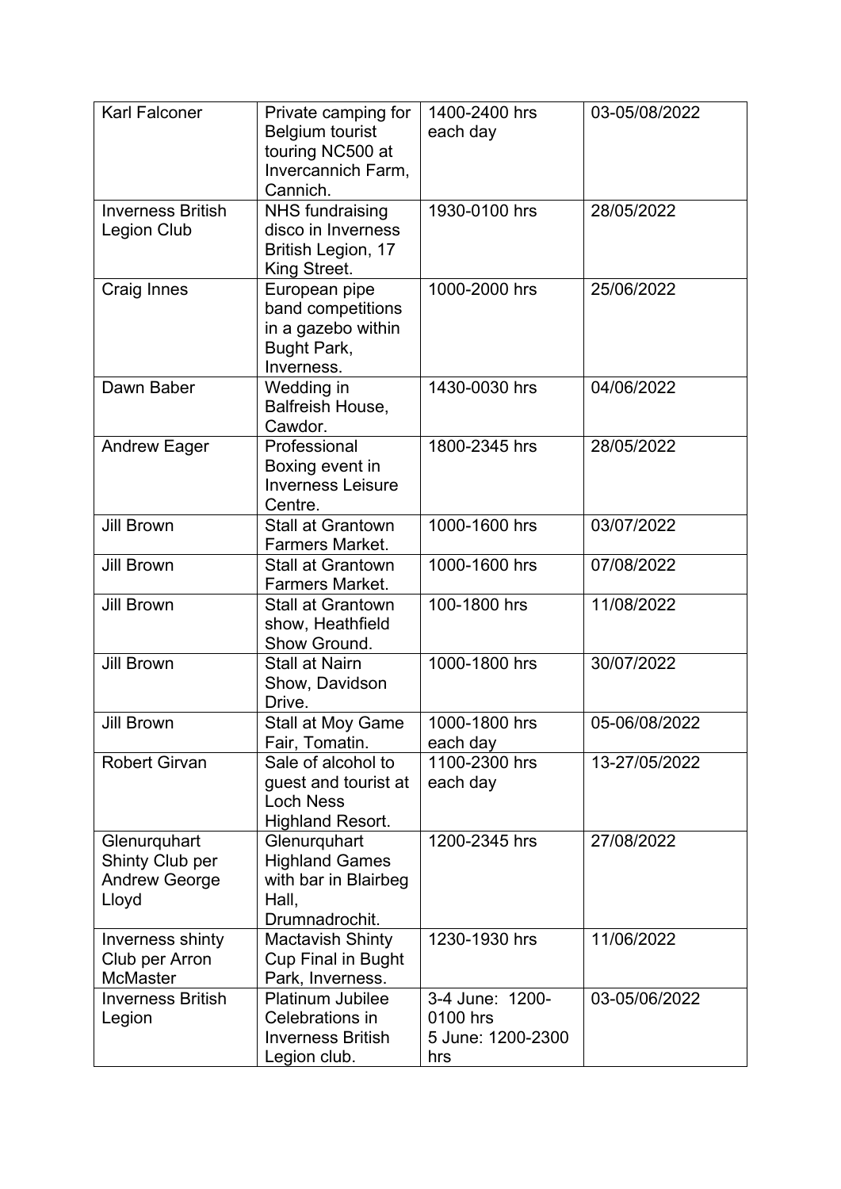| Karl Falconer | Private camping for Belgium tourist touring NC500 at Invercannich Farm, Cannich. | 1400-2400 hrs each day | 03-05/08/2022 |
|---|---|---|---|
| Inverness British Legion Club | NHS fundraising disco in Inverness British Legion, 17 King Street. | 1930-0100 hrs | 28/05/2022 |
| Craig Innes | European pipe band competitions in a gazebo within Bught Park, Inverness. | 1000-2000 hrs | 25/06/2022 |
| Dawn Baber | Wedding in Balfreish House, Cawdor. | 1430-0030 hrs | 04/06/2022 |
| Andrew Eager | Professional Boxing event in Inverness Leisure Centre. | 1800-2345 hrs | 28/05/2022 |
| Jill Brown | Stall at Grantown Farmers Market. | 1000-1600 hrs | 03/07/2022 |
| Jill Brown | Stall at Grantown Farmers Market. | 1000-1600 hrs | 07/08/2022 |
| Jill Brown | Stall at Grantown show, Heathfield Show Ground. | 100-1800 hrs | 11/08/2022 |
| Jill Brown | Stall at Nairn Show, Davidson Drive. | 1000-1800 hrs | 30/07/2022 |
| Jill Brown | Stall at Moy Game Fair, Tomatin. | 1000-1800 hrs each day | 05-06/08/2022 |
| Robert Girvan | Sale of alcohol to guest and tourist at Loch Ness Highland Resort. | 1100-2300 hrs each day | 13-27/05/2022 |
| Glenurquhart Shinty Club per Andrew George Lloyd | Glenurquhart Highland Games with bar in Blairbeg Hall, Drumnadrochit. | 1200-2345 hrs | 27/08/2022 |
| Inverness shinty Club per Arron McMaster | Mactavish Shinty Cup Final in Bught Park, Inverness. | 1230-1930 hrs | 11/06/2022 |
| Inverness British Legion | Platinum Jubilee Celebrations in Inverness British Legion club. | 3-4 June: 1200-0100 hrs<br>5 June: 1200-2300 hrs | 03-05/06/2022 |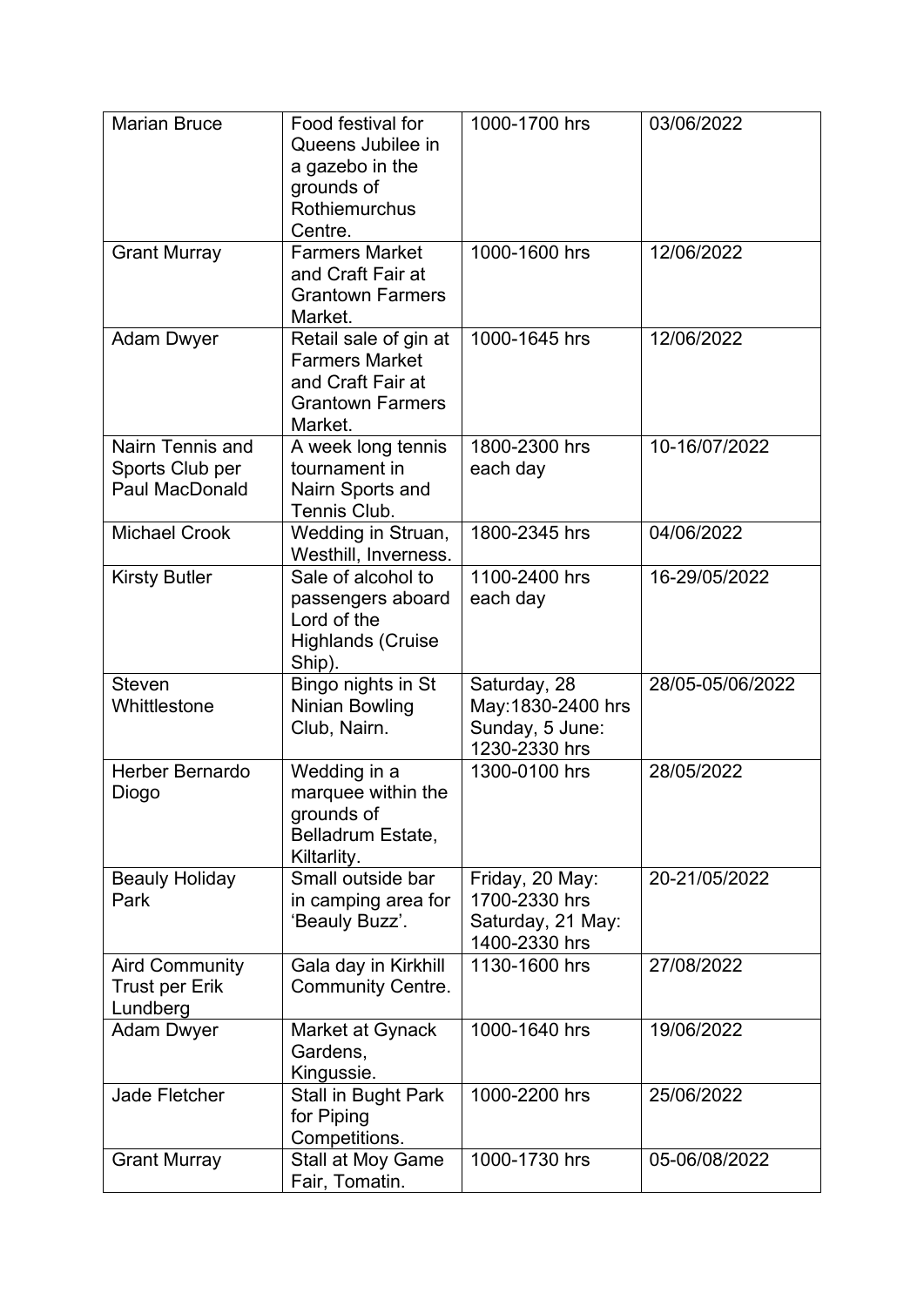| Marian Bruce | Food festival for Queens Jubilee in a gazebo in the grounds of Rothiemurchus Centre. | 1000-1700 hrs | 03/06/2022 |
|---|---|---|---|
| Grant Murray | Farmers Market and Craft Fair at Grantown Farmers Market. | 1000-1600 hrs | 12/06/2022 |
| Adam Dwyer | Retail sale of gin at Farmers Market and Craft Fair at Grantown Farmers Market. | 1000-1645 hrs | 12/06/2022 |
| Nairn Tennis and Sports Club per Paul MacDonald | A week long tennis tournament in Nairn Sports and Tennis Club. | 1800-2300 hrs each day | 10-16/07/2022 |
| Michael Crook | Wedding in Struan, Westhill, Inverness. | 1800-2345 hrs | 04/06/2022 |
| Kirsty Butler | Sale of alcohol to passengers aboard Lord of the Highlands (Cruise Ship). | 1100-2400 hrs each day | 16-29/05/2022 |
| Steven Whittlestone | Bingo nights in St Ninian Bowling Club, Nairn. | Saturday, 28 May:1830-2400 hrs Sunday, 5 June: 1230-2330 hrs | 28/05-05/06/2022 |
| Herber Bernardo Diogo | Wedding in a marquee within the grounds of Belladrum Estate, Kiltarlity. | 1300-0100 hrs | 28/05/2022 |
| Beauly Holiday Park | Small outside bar in camping area for 'Beauly Buzz'. | Friday, 20 May: 1700-2330 hrs Saturday, 21 May: 1400-2330 hrs | 20-21/05/2022 |
| Aird Community Trust per Erik Lundberg | Gala day in Kirkhill Community Centre. | 1130-1600 hrs | 27/08/2022 |
| Adam Dwyer | Market at Gynack Gardens, Kingussie. | 1000-1640 hrs | 19/06/2022 |
| Jade Fletcher | Stall in Bught Park for Piping Competitions. | 1000-2200 hrs | 25/06/2022 |
| Grant Murray | Stall at Moy Game Fair, Tomatin. | 1000-1730 hrs | 05-06/08/2022 |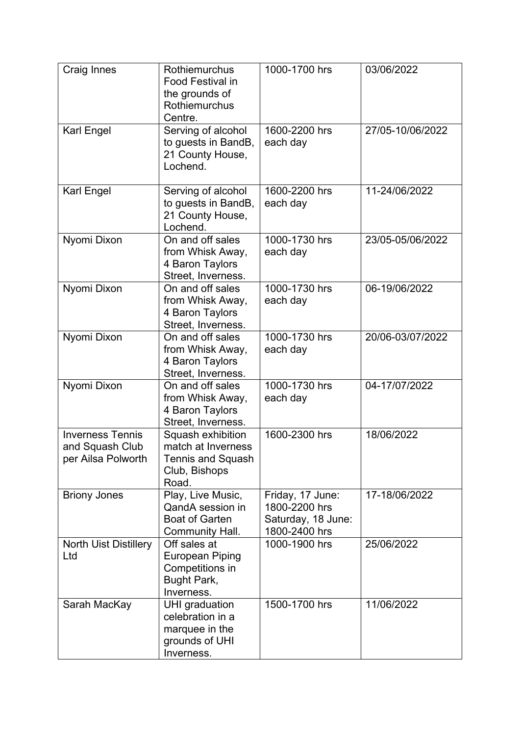| | | | |
|---|---|---|---|
| Craig Innes | Rothiemurchus Food Festival in the grounds of Rothiemurchus Centre. | 1000-1700 hrs | 03/06/2022 |
| Karl Engel | Serving of alcohol to guests in BandB, 21 County House, Lochend. | 1600-2200 hrs each day | 27/05-10/06/2022 |
| Karl Engel | Serving of alcohol to guests in BandB, 21 County House, Lochend. | 1600-2200 hrs each day | 11-24/06/2022 |
| Nyomi Dixon | On and off sales from Whisk Away, 4 Baron Taylors Street, Inverness. | 1000-1730 hrs each day | 23/05-05/06/2022 |
| Nyomi Dixon | On and off sales from Whisk Away, 4 Baron Taylors Street, Inverness. | 1000-1730 hrs each day | 06-19/06/2022 |
| Nyomi Dixon | On and off sales from Whisk Away, 4 Baron Taylors Street, Inverness. | 1000-1730 hrs each day | 20/06-03/07/2022 |
| Nyomi Dixon | On and off sales from Whisk Away, 4 Baron Taylors Street, Inverness. | 1000-1730 hrs each day | 04-17/07/2022 |
| Inverness Tennis and Squash Club per Ailsa Polworth | Squash exhibition match at Inverness Tennis and Squash Club, Bishops Road. | 1600-2300 hrs | 18/06/2022 |
| Briony Jones | Play, Live Music, QandA session in Boat of Garten Community Hall. | Friday, 17 June: 1800-2200 hrs Saturday, 18 June: 1800-2400 hrs | 17-18/06/2022 |
| North Uist Distillery Ltd | Off sales at European Piping Competitions in Bught Park, Inverness. | 1000-1900 hrs | 25/06/2022 |
| Sarah MacKay | UHI graduation celebration in a marquee in the grounds of UHI Inverness. | 1500-1700 hrs | 11/06/2022 |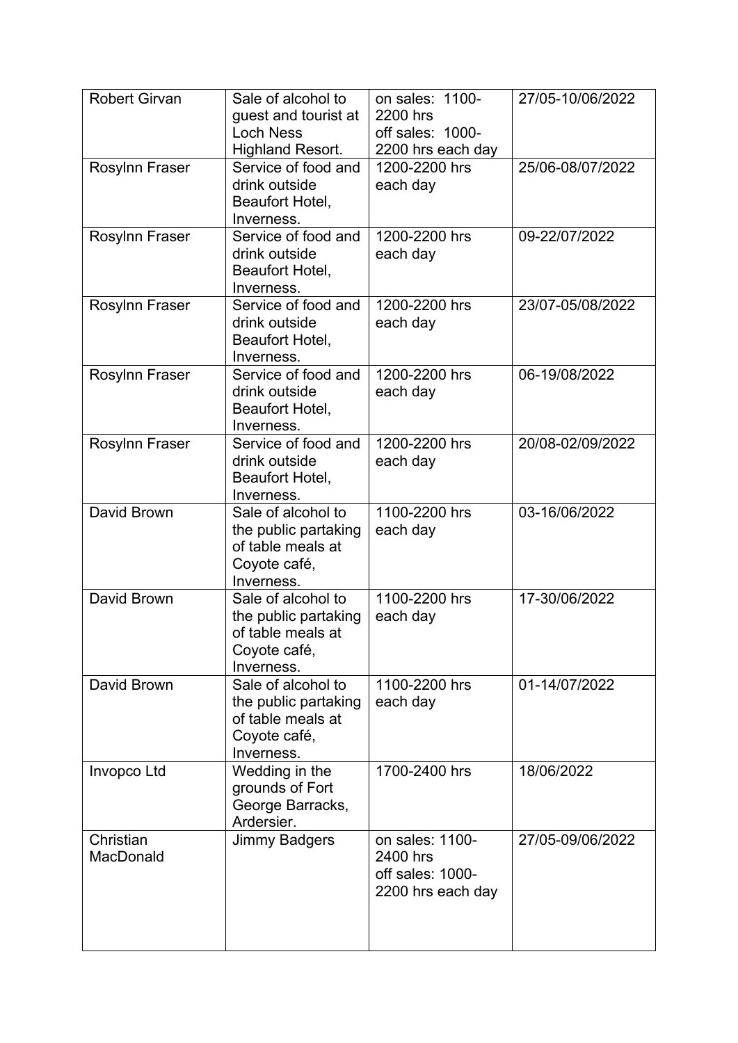| | | | |
|---|---|---|---|
| Robert Girvan | Sale of alcohol to guest and tourist at Loch Ness Highland Resort. | on sales: 1100-2200 hrs off sales: 1000-2200 hrs each day | 27/05-10/06/2022 |
| Rosylnn Fraser | Service of food and drink outside Beaufort Hotel, Inverness. | 1200-2200 hrs each day | 25/06-08/07/2022 |
| Rosylnn Fraser | Service of food and drink outside Beaufort Hotel, Inverness. | 1200-2200 hrs each day | 09-22/07/2022 |
| Rosylnn Fraser | Service of food and drink outside Beaufort Hotel, Inverness. | 1200-2200 hrs each day | 23/07-05/08/2022 |
| Rosylnn Fraser | Service of food and drink outside Beaufort Hotel, Inverness. | 1200-2200 hrs each day | 06-19/08/2022 |
| Rosylnn Fraser | Service of food and drink outside Beaufort Hotel, Inverness. | 1200-2200 hrs each day | 20/08-02/09/2022 |
| David Brown | Sale of alcohol to the public partaking of table meals at Coyote café, Inverness. | 1100-2200 hrs each day | 03-16/06/2022 |
| David Brown | Sale of alcohol to the public partaking of table meals at Coyote café, Inverness. | 1100-2200 hrs each day | 17-30/06/2022 |
| David Brown | Sale of alcohol to the public partaking of table meals at Coyote café, Inverness. | 1100-2200 hrs each day | 01-14/07/2022 |
| Invopco Ltd | Wedding in the grounds of Fort George Barracks, Ardersier. | 1700-2400 hrs | 18/06/2022 |
| Christian MacDonald | Jimmy Badgers | on sales: 1100-2400 hrs off sales: 1000-2200 hrs each day | 27/05-09/06/2022 |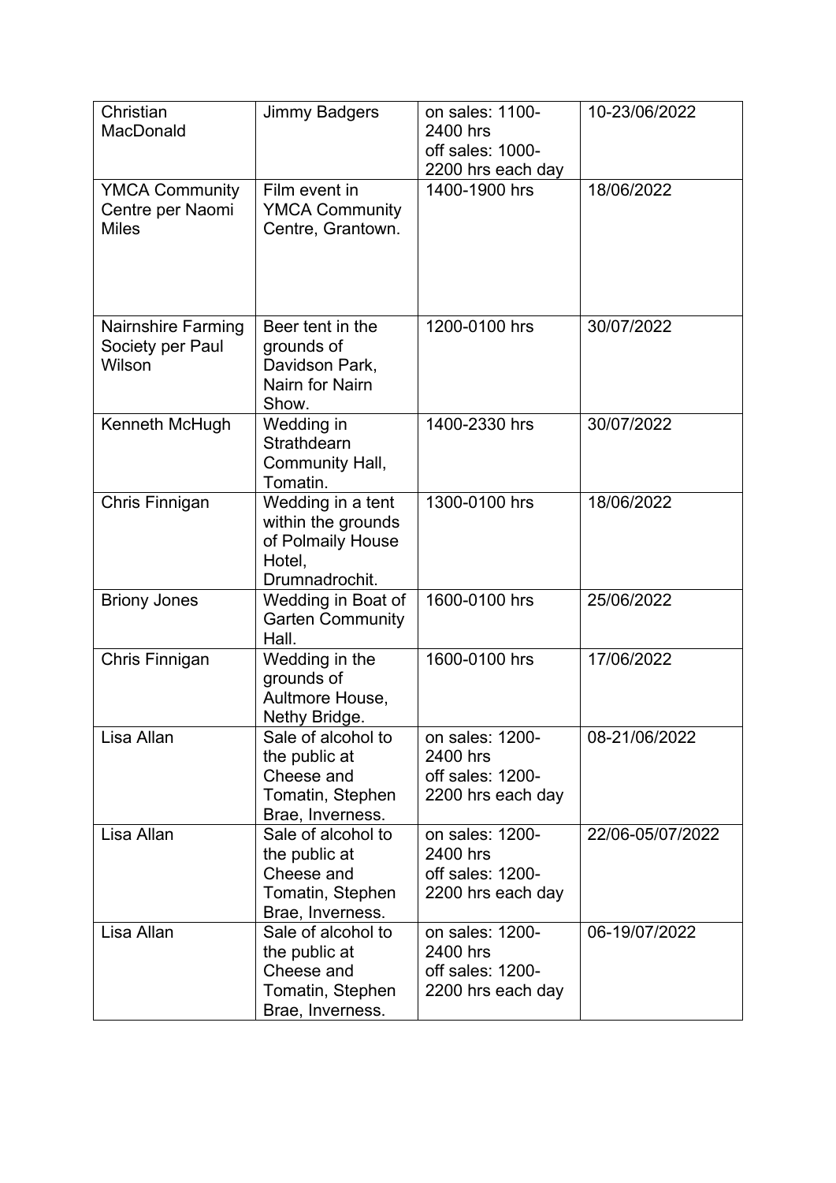| Christian MacDonald | Jimmy Badgers | on sales: 1100-2400 hrs off sales: 1000-2200 hrs each day | 10-23/06/2022 |
|---|---|---|---|
| YMCA Community Centre per Naomi Miles | Film event in YMCA Community Centre, Grantown. | 1400-1900 hrs | 18/06/2022 |
| Nairnshire Farming Society per Paul Wilson | Beer tent in the grounds of Davidson Park, Nairn for Nairn Show. | 1200-0100 hrs | 30/07/2022 |
| Kenneth McHugh | Wedding in Strathdearn Community Hall, Tomatin. | 1400-2330 hrs | 30/07/2022 |
| Chris Finnigan | Wedding in a tent within the grounds of Polmaily House Hotel, Drumnadrochit. | 1300-0100 hrs | 18/06/2022 |
| Briony Jones | Wedding in Boat of Garten Community Hall. | 1600-0100 hrs | 25/06/2022 |
| Chris Finnigan | Wedding in the grounds of Aultmore House, Nethy Bridge. | 1600-0100 hrs | 17/06/2022 |
| Lisa Allan | Sale of alcohol to the public at Cheese and Tomatin, Stephen Brae, Inverness. | on sales: 1200-2400 hrs off sales: 1200-2200 hrs each day | 08-21/06/2022 |
| Lisa Allan | Sale of alcohol to the public at Cheese and Tomatin, Stephen Brae, Inverness. | on sales: 1200-2400 hrs off sales: 1200-2200 hrs each day | 22/06-05/07/2022 |
| Lisa Allan | Sale of alcohol to the public at Cheese and Tomatin, Stephen Brae, Inverness. | on sales: 1200-2400 hrs off sales: 1200-2200 hrs each day | 06-19/07/2022 |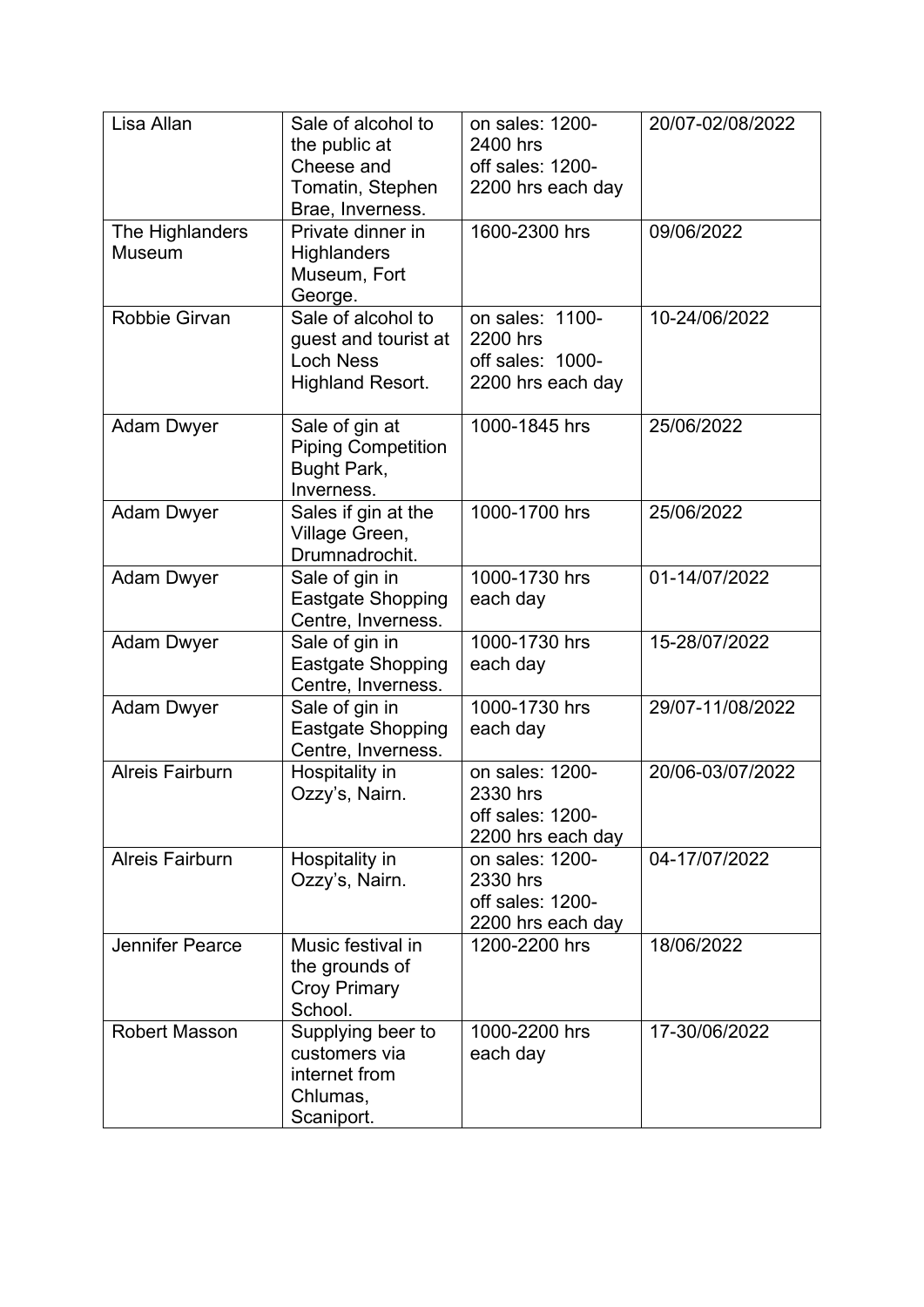| Lisa Allan | Sale of alcohol to the public at Cheese and Tomatin, Stephen Brae, Inverness. | on sales: 1200-2400 hrs off sales: 1200-2200 hrs each day | 20/07-02/08/2022 |
|---|---|---|---|
| The Highlanders Museum | Private dinner in Highlanders Museum, Fort George. | 1600-2300 hrs | 09/06/2022 |
| Robbie Girvan | Sale of alcohol to guest and tourist at Loch Ness Highland Resort. | on sales: 1100-2200 hrs off sales: 1000-2200 hrs each day | 10-24/06/2022 |
| Adam Dwyer | Sale of gin at Piping Competition Bught Park, Inverness. | 1000-1845 hrs | 25/06/2022 |
| Adam Dwyer | Sales if gin at the Village Green, Drumnadrochit. | 1000-1700 hrs | 25/06/2022 |
| Adam Dwyer | Sale of gin in Eastgate Shopping Centre, Inverness. | 1000-1730 hrs each day | 01-14/07/2022 |
| Adam Dwyer | Sale of gin in Eastgate Shopping Centre, Inverness. | 1000-1730 hrs each day | 15-28/07/2022 |
| Adam Dwyer | Sale of gin in Eastgate Shopping Centre, Inverness. | 1000-1730 hrs each day | 29/07-11/08/2022 |
| Alreis Fairburn | Hospitality in Ozzy's, Nairn. | on sales: 1200-2330 hrs off sales: 1200-2200 hrs each day | 20/06-03/07/2022 |
| Alreis Fairburn | Hospitality in Ozzy's, Nairn. | on sales: 1200-2330 hrs off sales: 1200-2200 hrs each day | 04-17/07/2022 |
| Jennifer Pearce | Music festival in the grounds of Croy Primary School. | 1200-2200 hrs | 18/06/2022 |
| Robert Masson | Supplying beer to customers via internet from Chlumas, Scaniport. | 1000-2200 hrs each day | 17-30/06/2022 |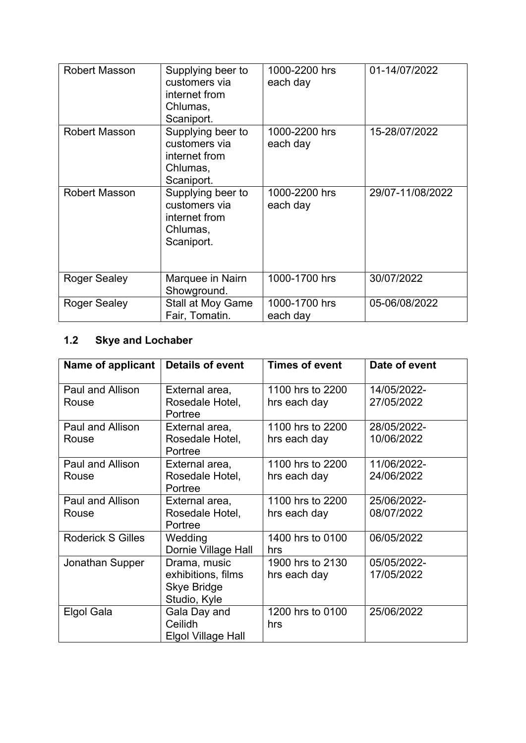| | | | |
|---|---|---|---|
| Robert Masson | Supplying beer to customers via internet from Chlumas, Scaniport. | 1000-2200 hrs each day | 01-14/07/2022 |
| Robert Masson | Supplying beer to customers via internet from Chlumas, Scaniport. | 1000-2200 hrs each day | 15-28/07/2022 |
| Robert Masson | Supplying beer to customers via internet from Chlumas, Scaniport. | 1000-2200 hrs each day | 29/07-11/08/2022 |
| Roger Sealey | Marquee in Nairn Showground. | 1000-1700 hrs | 30/07/2022 |
| Roger Sealey | Stall at Moy Game Fair, Tomatin. | 1000-1700 hrs each day | 05-06/08/2022 |

## 1.2 Skye and Lochaber

| Name of applicant | Details of event | Times of event | Date of event |
|---|---|---|---|
| Paul and Allison Rouse | External area, Rosedale Hotel, Portree | 1100 hrs to 2200 hrs each day | 14/05/2022-27/05/2022 |
| Paul and Allison Rouse | External area, Rosedale Hotel, Portree | 1100 hrs to 2200 hrs each day | 28/05/2022-10/06/2022 |
| Paul and Allison Rouse | External area, Rosedale Hotel, Portree | 1100 hrs to 2200 hrs each day | 11/06/2022-24/06/2022 |
| Paul and Allison Rouse | External area, Rosedale Hotel, Portree | 1100 hrs to 2200 hrs each day | 25/06/2022-08/07/2022 |
| Roderick S Gilles | Wedding Dornie Village Hall | 1400 hrs to 0100 hrs | 06/05/2022 |
| Jonathan Supper | Drama, music exhibitions, films Skye Bridge Studio, Kyle | 1900 hrs to 2130 hrs each day | 05/05/2022-17/05/2022 |
| Elgol Gala | Gala Day and Ceilidh Elgol Village Hall | 1200 hrs to 0100 hrs | 25/06/2022 |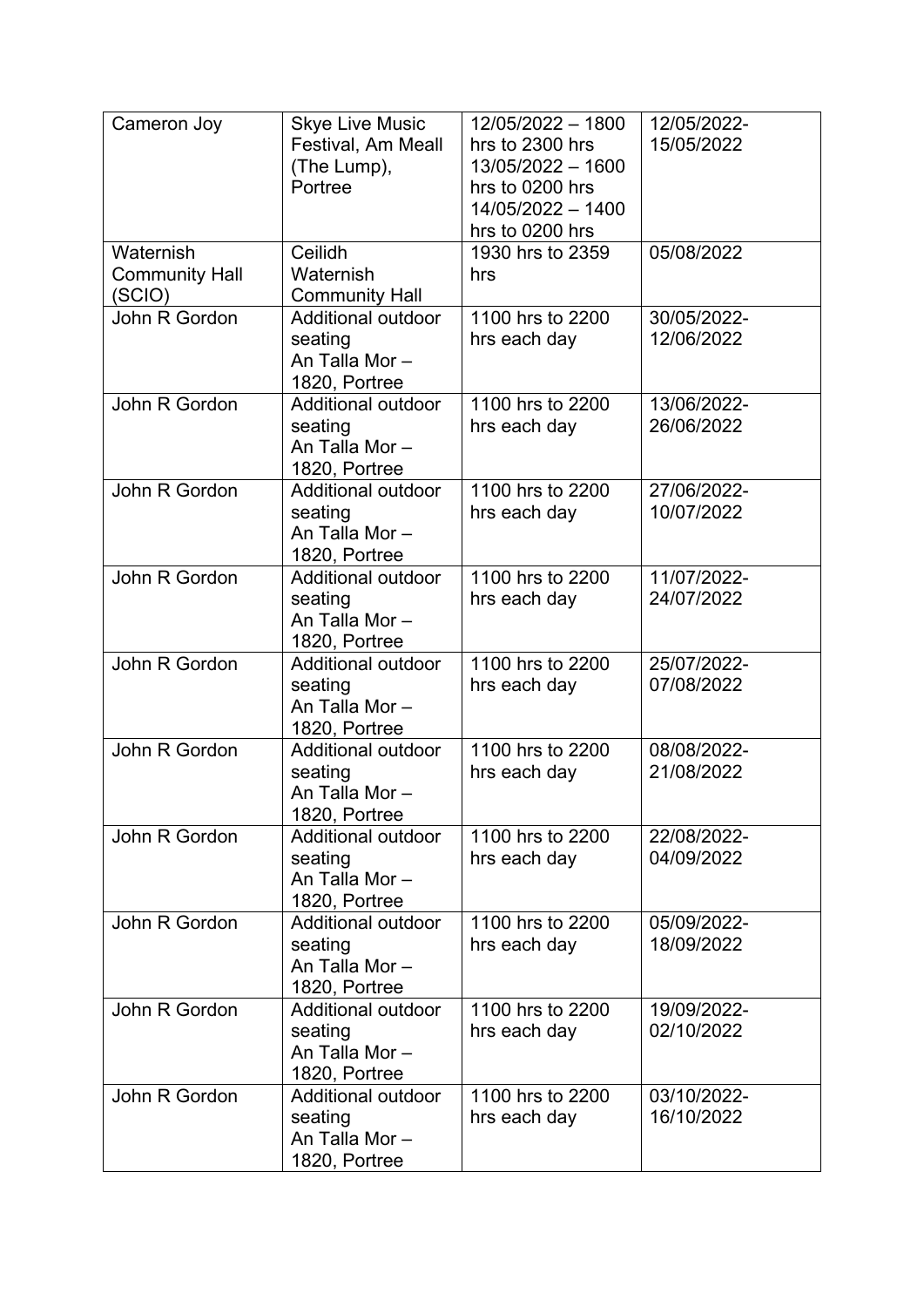| | | | |
|---|---|---|---|
| Cameron Joy | Skye Live Music Festival, Am Meall (The Lump), Portree | 12/05/2022 – 1800 hrs to 2300 hrs 13/05/2022 – 1600 hrs to 0200 hrs 14/05/2022 – 1400 hrs to 0200 hrs | 12/05/2022-15/05/2022 |
| Waternish Community Hall (SCIO) | Ceilidh Waternish Community Hall | 1930 hrs to 2359 hrs | 05/08/2022 |
| John R Gordon | Additional outdoor seating An Talla Mor – 1820, Portree | 1100 hrs to 2200 hrs each day | 30/05/2022-12/06/2022 |
| John R Gordon | Additional outdoor seating An Talla Mor – 1820, Portree | 1100 hrs to 2200 hrs each day | 13/06/2022-26/06/2022 |
| John R Gordon | Additional outdoor seating An Talla Mor – 1820, Portree | 1100 hrs to 2200 hrs each day | 27/06/2022-10/07/2022 |
| John R Gordon | Additional outdoor seating An Talla Mor – 1820, Portree | 1100 hrs to 2200 hrs each day | 11/07/2022-24/07/2022 |
| John R Gordon | Additional outdoor seating An Talla Mor – 1820, Portree | 1100 hrs to 2200 hrs each day | 25/07/2022-07/08/2022 |
| John R Gordon | Additional outdoor seating An Talla Mor – 1820, Portree | 1100 hrs to 2200 hrs each day | 08/08/2022-21/08/2022 |
| John R Gordon | Additional outdoor seating An Talla Mor – 1820, Portree | 1100 hrs to 2200 hrs each day | 22/08/2022-04/09/2022 |
| John R Gordon | Additional outdoor seating An Talla Mor – 1820, Portree | 1100 hrs to 2200 hrs each day | 05/09/2022-18/09/2022 |
| John R Gordon | Additional outdoor seating An Talla Mor – 1820, Portree | 1100 hrs to 2200 hrs each day | 19/09/2022-02/10/2022 |
| John R Gordon | Additional outdoor seating An Talla Mor – 1820, Portree | 1100 hrs to 2200 hrs each day | 03/10/2022-16/10/2022 |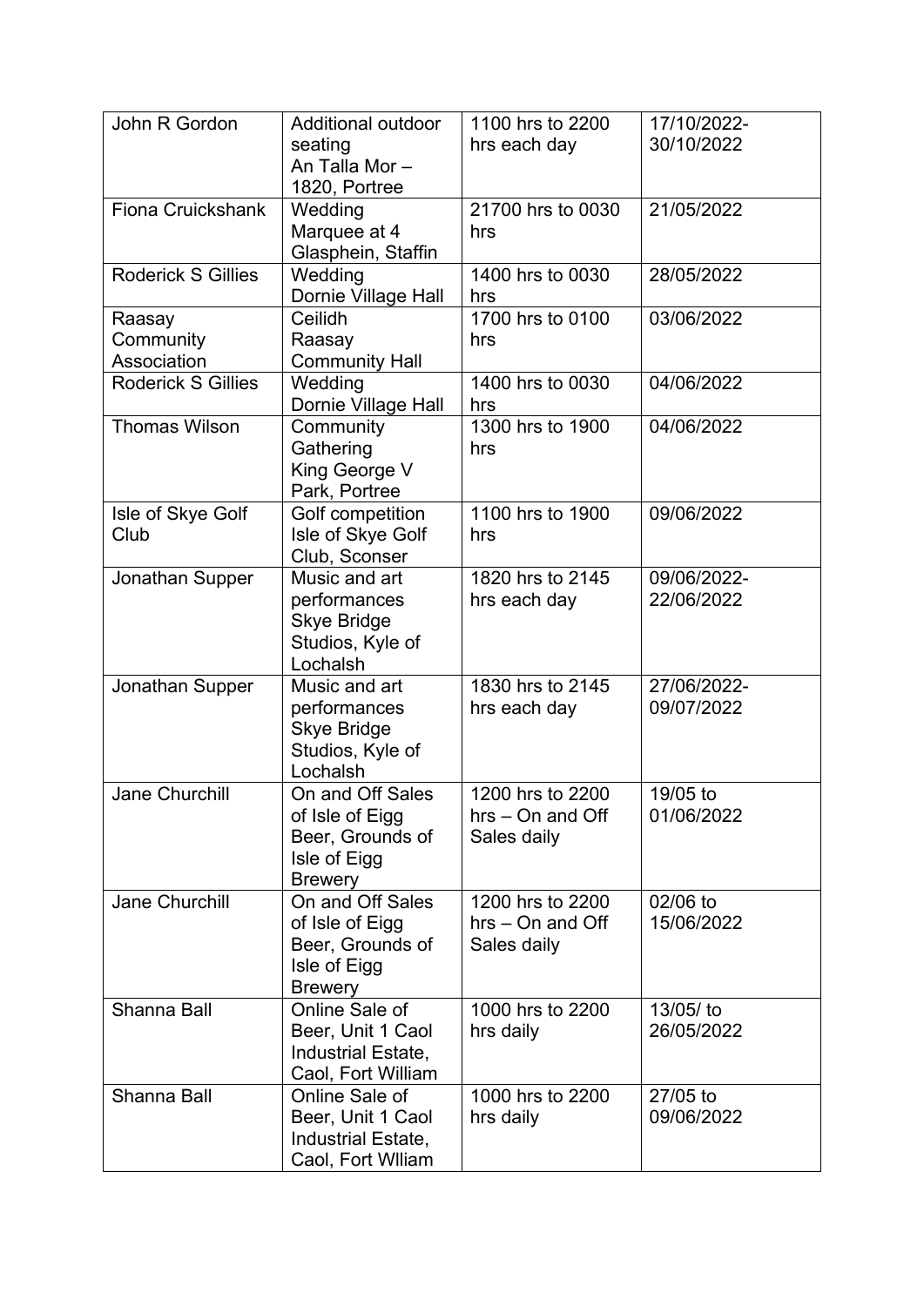| John R Gordon | Additional outdoor seating An Talla Mor – 1820, Portree | 1100 hrs to 2200 hrs each day | 17/10/2022-30/10/2022 |
|---|---|---|---|
| Fiona Cruickshank | Wedding Marquee at 4 Glasphein, Staffin | 21700 hrs to 0030 hrs | 21/05/2022 |
| Roderick S Gillies | Wedding Dornie Village Hall | 1400 hrs to 0030 hrs | 28/05/2022 |
| Raasay Community Association | Ceilidh Raasay Community Hall | 1700 hrs to 0100 hrs | 03/06/2022 |
| Roderick S Gillies | Wedding Dornie Village Hall | 1400 hrs to 0030 hrs | 04/06/2022 |
| Thomas Wilson | Community Gathering King George V Park, Portree | 1300 hrs to 1900 hrs | 04/06/2022 |
| Isle of Skye Golf Club | Golf competition Isle of Skye Golf Club, Sconser | 1100 hrs to 1900 hrs | 09/06/2022 |
| Jonathan Supper | Music and art performances Skye Bridge Studios, Kyle of Lochalsh | 1820 hrs to 2145 hrs each day | 09/06/2022-22/06/2022 |
| Jonathan Supper | Music and art performances Skye Bridge Studios, Kyle of Lochalsh | 1830 hrs to 2145 hrs each day | 27/06/2022-09/07/2022 |
| Jane Churchill | On and Off Sales of Isle of Eigg Beer, Grounds of Isle of Eigg Brewery | 1200 hrs to 2200 hrs – On and Off Sales daily | 19/05 to 01/06/2022 |
| Jane Churchill | On and Off Sales of Isle of Eigg Beer, Grounds of Isle of Eigg Brewery | 1200 hrs to 2200 hrs – On and Off Sales daily | 02/06 to 15/06/2022 |
| Shanna Ball | Online Sale of Beer, Unit 1 Caol Industrial Estate, Caol, Fort William | 1000 hrs to 2200 hrs daily | 13/05/ to 26/05/2022 |
| Shanna Ball | Online Sale of Beer, Unit 1 Caol Industrial Estate, Caol, Fort Wlliam | 1000 hrs to 2200 hrs daily | 27/05 to 09/06/2022 |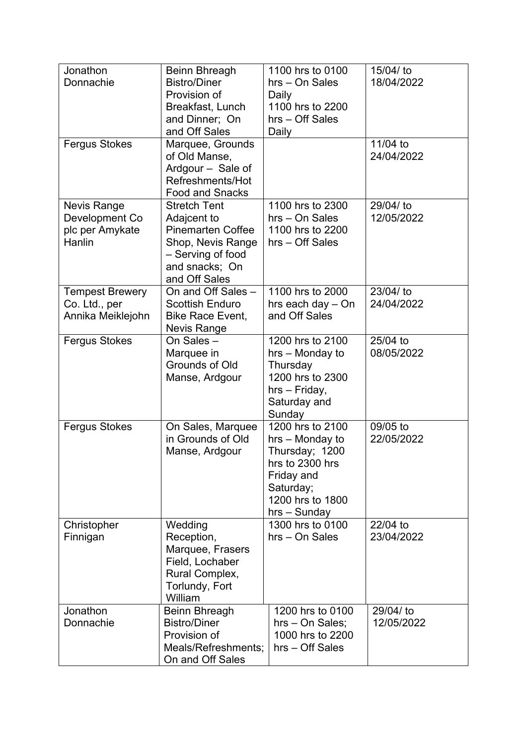| | | | |
|---|---|---|---|
| Jonathon Donnachie | Beinn Bhreagh Bistro/Diner Provision of Breakfast, Lunch and Dinner; On and Off Sales | 1100 hrs to 0100 hrs – On Sales Daily 1100 hrs to 2200 hrs – Off Sales Daily | 15/04/ to 18/04/2022 |
| Fergus Stokes | Marquee, Grounds of Old Manse, Ardgour – Sale of Refreshments/Hot Food and Snacks | | 11/04 to 24/04/2022 |
| Nevis Range Development Co plc per Amykate Hanlin | Stretch Tent Adajcent to Pinemarten Coffee Shop, Nevis Range – Serving of food and snacks; On and Off Sales | 1100 hrs to 2300 hrs – On Sales 1100 hrs to 2200 hrs – Off Sales | 29/04/ to 12/05/2022 |
| Tempest Brewery Co. Ltd., per Annika Meiklejohn | On and Off Sales – Scottish Enduro Bike Race Event, Nevis Range | 1100 hrs to 2000 hrs each day – On and Off Sales | 23/04/ to 24/04/2022 |
| Fergus Stokes | On Sales – Marquee in Grounds of Old Manse, Ardgour | 1200 hrs to 2100 hrs – Monday to Thursday 1200 hrs to 2300 hrs – Friday, Saturday and Sunday | 25/04 to 08/05/2022 |
| Fergus Stokes | On Sales, Marquee in Grounds of Old Manse, Ardgour | 1200 hrs to 2100 hrs – Monday to Thursday; 1200 hrs to 2300 hrs Friday and Saturday; 1200 hrs to 1800 hrs – Sunday | 09/05 to 22/05/2022 |
| Christopher Finnigan | Wedding Reception, Marquee, Frasers Field, Lochaber Rural Complex, Torlundy, Fort William | 1300 hrs to 0100 hrs – On Sales | 22/04 to 23/04/2022 |
| Jonathon Donnachie | Beinn Bhreagh Bistro/Diner Provision of Meals/Refreshments; On and Off Sales | 1200 hrs to 0100 hrs – On Sales; 1000 hrs to 2200 hrs – Off Sales | 29/04/ to 12/05/2022 |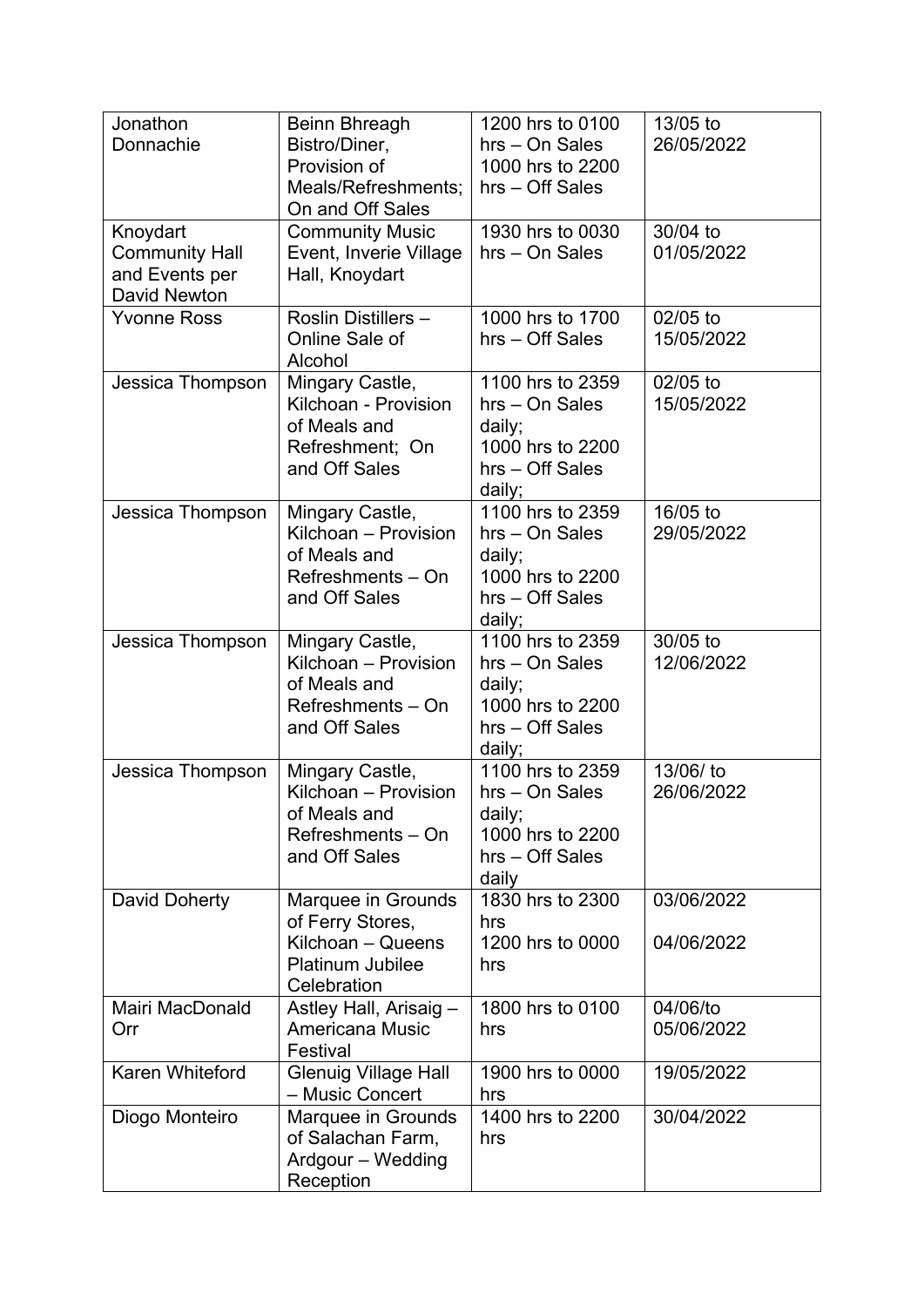| Jonathon Donnachie | Beinn Bhreagh Bistro/Diner, Provision of Meals/Refreshments; On and Off Sales | 1200 hrs to 0100 hrs – On Sales 1000 hrs to 2200 hrs – Off Sales | 13/05 to 26/05/2022 |
|---|---|---|---|
| Knoydart Community Hall and Events per David Newton | Community Music Event, Inverie Village Hall, Knoydart | 1930 hrs to 0030 hrs – On Sales | 30/04 to 01/05/2022 |
| Yvonne Ross | Roslin Distillers – Online Sale of Alcohol | 1000 hrs to 1700 hrs – Off Sales | 02/05 to 15/05/2022 |
| Jessica Thompson | Mingary Castle, Kilchoan - Provision of Meals and Refreshment; On and Off Sales | 1100 hrs to 2359 hrs – On Sales daily; 1000 hrs to 2200 hrs – Off Sales daily; | 02/05 to 15/05/2022 |
| Jessica Thompson | Mingary Castle, Kilchoan – Provision of Meals and Refreshments – On and Off Sales | 1100 hrs to 2359 hrs – On Sales daily; 1000 hrs to 2200 hrs – Off Sales daily; | 16/05 to 29/05/2022 |
| Jessica Thompson | Mingary Castle, Kilchoan – Provision of Meals and Refreshments – On and Off Sales | 1100 hrs to 2359 hrs – On Sales daily; 1000 hrs to 2200 hrs – Off Sales daily; | 30/05 to 12/06/2022 |
| Jessica Thompson | Mingary Castle, Kilchoan – Provision of Meals and Refreshments – On and Off Sales | 1100 hrs to 2359 hrs – On Sales daily; 1000 hrs to 2200 hrs – Off Sales daily | 13/06/ to 26/06/2022 |
| David Doherty | Marquee in Grounds of Ferry Stores, Kilchoan – Queens Platinum Jubilee Celebration | 1830 hrs to 2300 hrs 1200 hrs to 0000 hrs | 03/06/2022 04/06/2022 |
| Mairi MacDonald Orr | Astley Hall, Arisaig – Americana Music Festival | 1800 hrs to 0100 hrs | 04/06/to 05/06/2022 |
| Karen Whiteford | Glenuig Village Hall – Music Concert | 1900 hrs to 0000 hrs | 19/05/2022 |
| Diogo Monteiro | Marquee in Grounds of Salachan Farm, Ardgour – Wedding Reception | 1400 hrs to 2200 hrs | 30/04/2022 |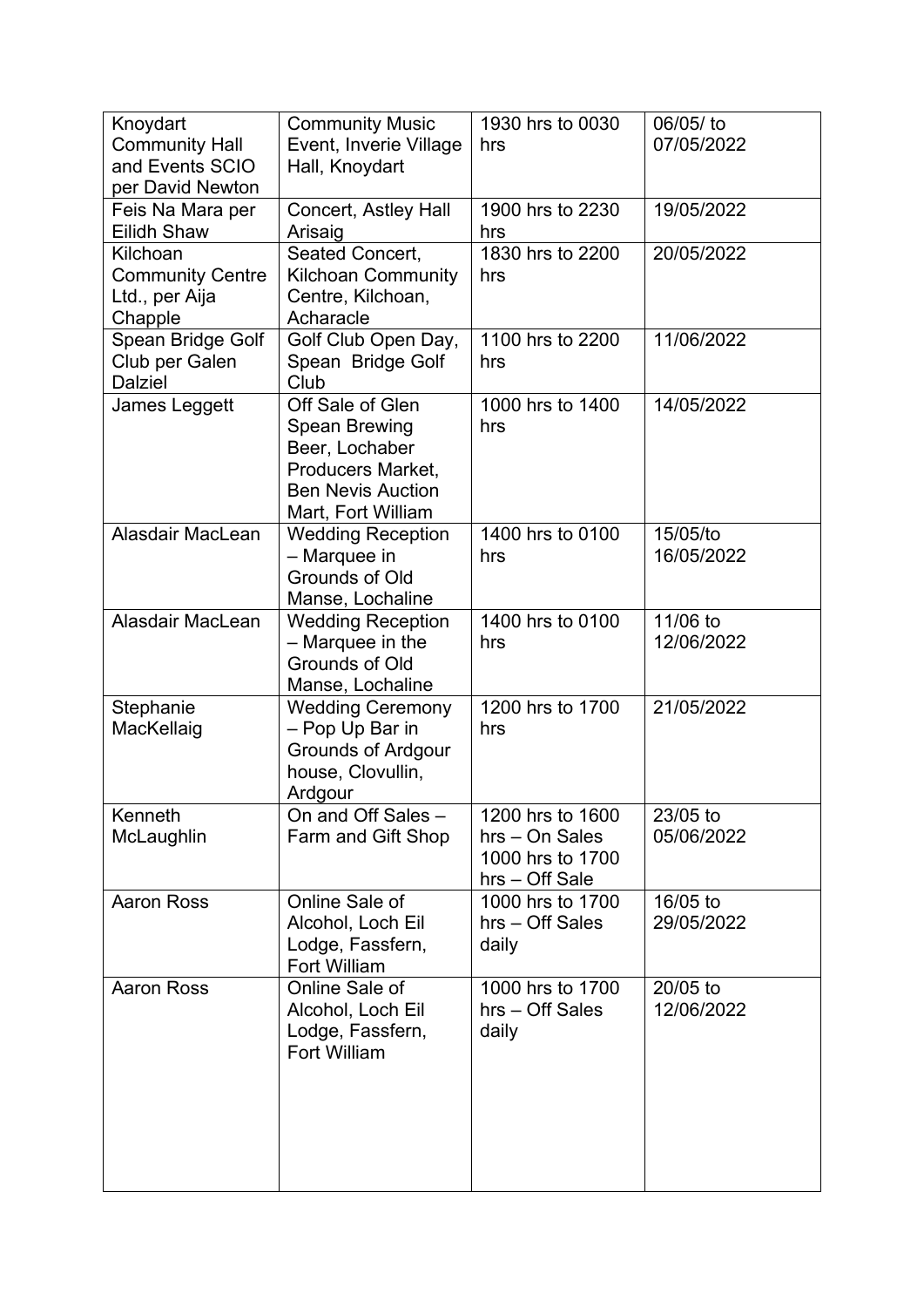| | | | |
|---|---|---|---|
| Knoydart Community Hall and Events SCIO per David Newton | Community Music Event, Inverie Village Hall, Knoydart | 1930 hrs to 0030 hrs | 06/05/ to 07/05/2022 |
| Feis Na Mara per Eilidh Shaw | Concert, Astley Hall Arisaig | 1900 hrs to 2230 hrs | 19/05/2022 |
| Kilchoan Community Centre Ltd., per Aija Chapple | Seated Concert, Kilchoan Community Centre, Kilchoan, Acharacle | 1830 hrs to 2200 hrs | 20/05/2022 |
| Spean Bridge Golf Club per Galen Dalziel | Golf Club Open Day, Spean Bridge Golf Club | 1100 hrs to 2200 hrs | 11/06/2022 |
| James Leggett | Off Sale of Glen Spean Brewing Beer, Lochaber Producers Market, Ben Nevis Auction Mart, Fort William | 1000 hrs to 1400 hrs | 14/05/2022 |
| Alasdair MacLean | Wedding Reception – Marquee in Grounds of Old Manse, Lochaline | 1400 hrs to 0100 hrs | 15/05/to 16/05/2022 |
| Alasdair MacLean | Wedding Reception – Marquee in the Grounds of Old Manse, Lochaline | 1400 hrs to 0100 hrs | 11/06 to 12/06/2022 |
| Stephanie MacKellaig | Wedding Ceremony – Pop Up Bar in Grounds of Ardgour house, Clovullin, Ardgour | 1200 hrs to 1700 hrs | 21/05/2022 |
| Kenneth McLaughlin | On and Off Sales – Farm and Gift Shop | 1200 hrs to 1600 hrs – On Sales 1000 hrs to 1700 hrs – Off Sale | 23/05 to 05/06/2022 |
| Aaron Ross | Online Sale of Alcohol, Loch Eil Lodge, Fassfern, Fort William | 1000 hrs to 1700 hrs – Off Sales daily | 16/05 to 29/05/2022 |
| Aaron Ross | Online Sale of Alcohol, Loch Eil Lodge, Fassfern, Fort William | 1000 hrs to 1700 hrs – Off Sales daily | 20/05 to 12/06/2022 |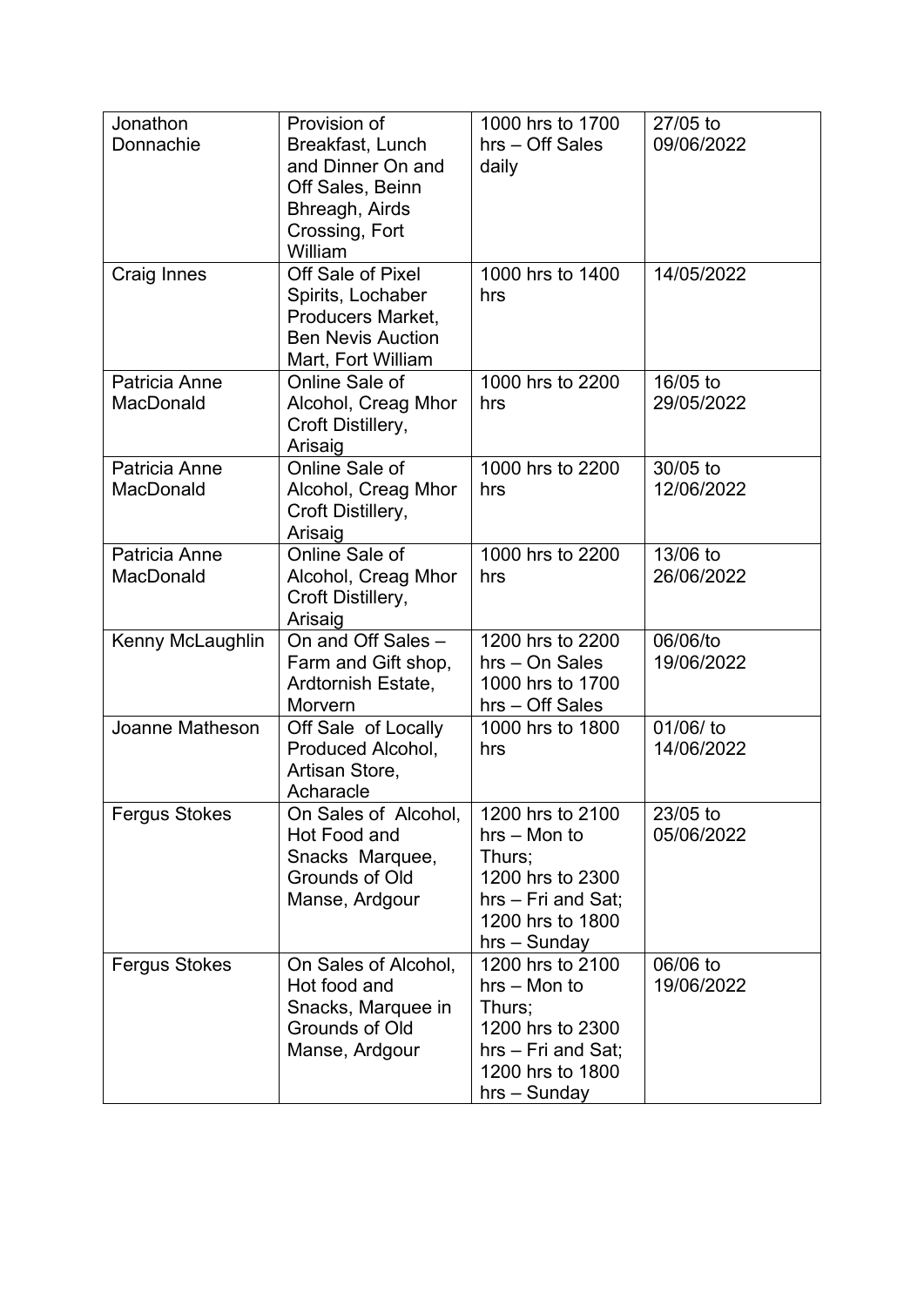| | | | |
|---|---|---|---|
| Jonathon Donnachie | Provision of Breakfast, Lunch and Dinner On and Off Sales, Beinn Bhreagh, Airds Crossing, Fort William | 1000 hrs to 1700 hrs – Off Sales daily | 27/05 to 09/06/2022 |
| Craig Innes | Off Sale of Pixel Spirits, Lochaber Producers Market, Ben Nevis Auction Mart, Fort William | 1000 hrs to 1400 hrs | 14/05/2022 |
| Patricia Anne MacDonald | Online Sale of Alcohol, Creag Mhor Croft Distillery, Arisaig | 1000 hrs to 2200 hrs | 16/05 to 29/05/2022 |
| Patricia Anne MacDonald | Online Sale of Alcohol, Creag Mhor Croft Distillery, Arisaig | 1000 hrs to 2200 hrs | 30/05 to 12/06/2022 |
| Patricia Anne MacDonald | Online Sale of Alcohol, Creag Mhor Croft Distillery, Arisaig | 1000 hrs to 2200 hrs | 13/06 to 26/06/2022 |
| Kenny McLaughlin | On and Off Sales – Farm and Gift shop, Ardtornish Estate, Morvern | 1200 hrs to 2200 hrs – On Sales 1000 hrs to 1700 hrs – Off Sales | 06/06/to 19/06/2022 |
| Joanne Matheson | Off Sale of Locally Produced Alcohol, Artisan Store, Acharacle | 1000 hrs to 1800 hrs | 01/06/ to 14/06/2022 |
| Fergus Stokes | On Sales of Alcohol, Hot Food and Snacks Marquee, Grounds of Old Manse, Ardgour | 1200 hrs to 2100 hrs – Mon to Thurs; 1200 hrs to 2300 hrs – Fri and Sat; 1200 hrs to 1800 hrs – Sunday | 23/05 to 05/06/2022 |
| Fergus Stokes | On Sales of Alcohol, Hot food and Snacks, Marquee in Grounds of Old Manse, Ardgour | 1200 hrs to 2100 hrs – Mon to Thurs; 1200 hrs to 2300 hrs – Fri and Sat; 1200 hrs to 1800 hrs – Sunday | 06/06 to 19/06/2022 |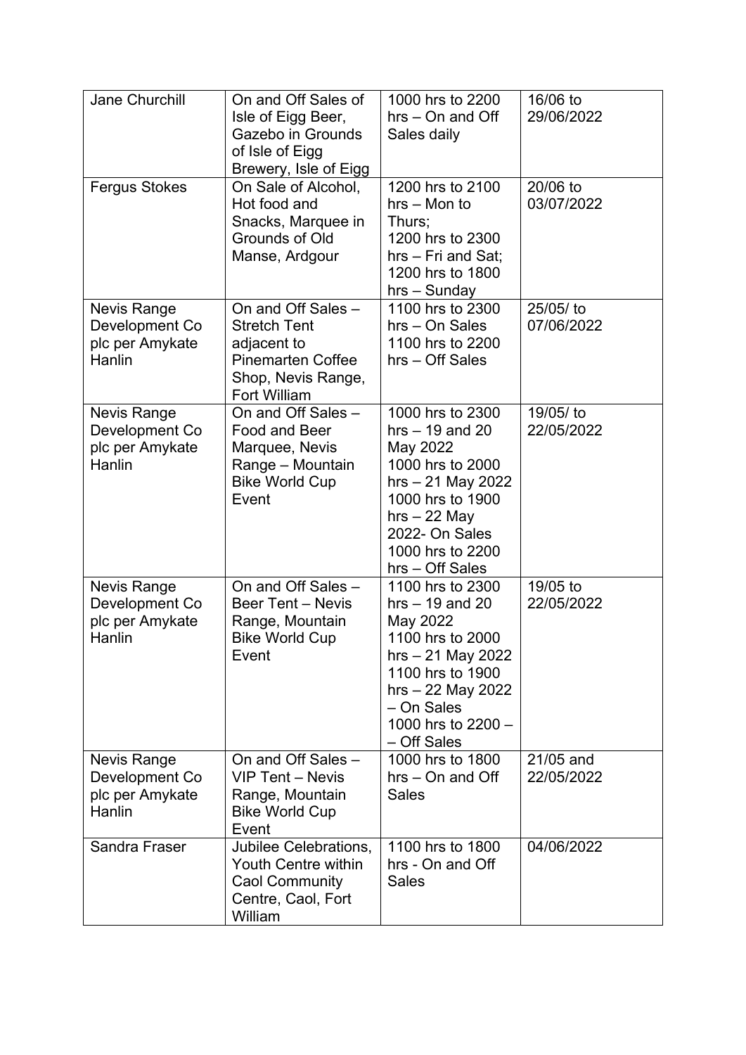| Jane Churchill | On and Off Sales of Isle of Eigg Beer, Gazebo in Grounds of Isle of Eigg Brewery, Isle of Eigg | 1000 hrs to 2200 hrs – On and Off Sales daily | 16/06 to 29/06/2022 |
|---|---|---|---|
| Fergus Stokes | On Sale of Alcohol, Hot food and Snacks, Marquee in Grounds of Old Manse, Ardgour | 1200 hrs to 2100 hrs – Mon to Thurs; 1200 hrs to 2300 hrs – Fri and Sat; 1200 hrs to 1800 hrs – Sunday | 20/06 to 03/07/2022 |
| Nevis Range Development Co plc per Amykate Hanlin | On and Off Sales – Stretch Tent adjacent to Pinemarten Coffee Shop, Nevis Range, Fort William | 1100 hrs to 2300 hrs – On Sales 1100 hrs to 2200 hrs – Off Sales | 25/05/ to 07/06/2022 |
| Nevis Range Development Co plc per Amykate Hanlin | On and Off Sales – Food and Beer Marquee, Nevis Range – Mountain Bike World Cup Event | 1000 hrs to 2300 hrs – 19 and 20 May 2022 1000 hrs to 2000 hrs – 21 May 2022 1000 hrs to 1900 hrs – 22 May 2022- On Sales 1000 hrs to 2200 hrs – Off Sales | 19/05/ to 22/05/2022 |
| Nevis Range Development Co plc per Amykate Hanlin | On and Off Sales – Beer Tent – Nevis Range, Mountain Bike World Cup Event | 1100 hrs to 2300 hrs – 19 and 20 May 2022 1100 hrs to 2000 hrs – 21 May 2022 1100 hrs to 1900 hrs – 22 May 2022 – On Sales 1000 hrs to 2200 – – Off Sales | 19/05 to 22/05/2022 |
| Nevis Range Development Co plc per Amykate Hanlin | On and Off Sales – VIP Tent – Nevis Range, Mountain Bike World Cup Event | 1000 hrs to 1800 hrs – On and Off Sales | 21/05 and 22/05/2022 |
| Sandra Fraser | Jubilee Celebrations, Youth Centre within Caol Community Centre, Caol, Fort William | 1100 hrs to 1800 hrs - On and Off Sales | 04/06/2022 |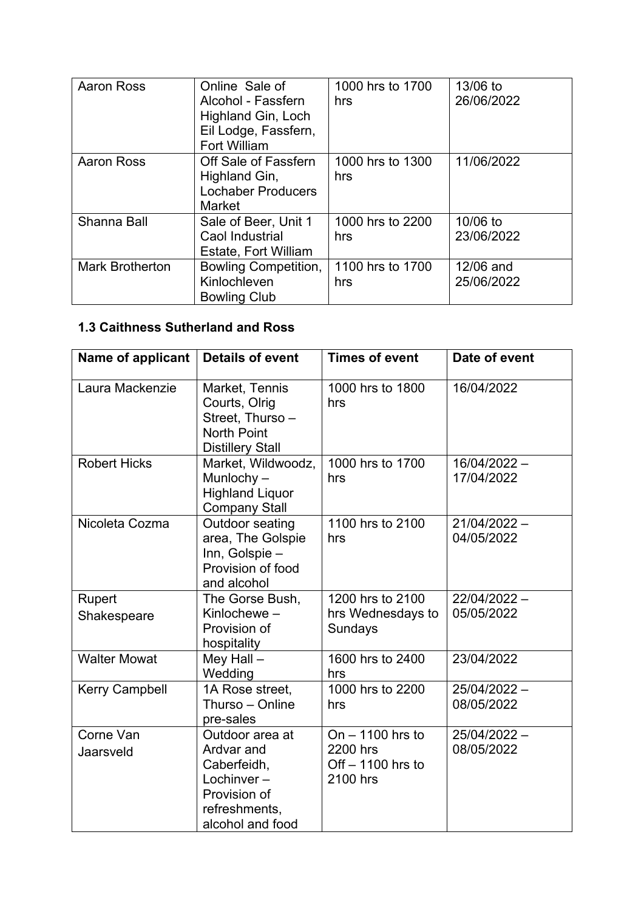| | | | |
|---|---|---|---|
| Aaron Ross | Online Sale of Alcohol - Fassfern Highland Gin, Loch Eil Lodge, Fassfern, Fort William | 1000 hrs to 1700 hrs | 13/06 to 26/06/2022 |
| Aaron Ross | Off Sale of Fassfern Highland Gin, Lochaber Producers Market | 1000 hrs to 1300 hrs | 11/06/2022 |
| Shanna Ball | Sale of Beer, Unit 1 Caol Industrial Estate, Fort William | 1000 hrs to 2200 hrs | 10/06 to 23/06/2022 |
| Mark Brotherton | Bowling Competition, Kinlochleven Bowling Club | 1100 hrs to 1700 hrs | 12/06 and 25/06/2022 |

### 1.3 Caithness Sutherland and Ross

| Name of applicant | Details of event | Times of event | Date of event |
|---|---|---|---|
| Laura Mackenzie | Market, Tennis Courts, Olrig Street, Thurso – North Point Distillery Stall | 1000 hrs to 1800 hrs | 16/04/2022 |
| Robert Hicks | Market, Wildwoodz, Munlochy – Highland Liquor Company Stall | 1000 hrs to 1700 hrs | 16/04/2022 – 17/04/2022 |
| Nicoleta Cozma | Outdoor seating area, The Golspie Inn, Golspie – Provision of food and alcohol | 1100 hrs to 2100 hrs | 21/04/2022 – 04/05/2022 |
| Rupert Shakespeare | The Gorse Bush, Kinlochewe – Provision of hospitality | 1200 hrs to 2100 hrs Wednesdays to Sundays | 22/04/2022 – 05/05/2022 |
| Walter Mowat | Mey Hall – Wedding | 1600 hrs to 2400 hrs | 23/04/2022 |
| Kerry Campbell | 1A Rose street, Thurso – Online pre-sales | 1000 hrs to 2200 hrs | 25/04/2022 – 08/05/2022 |
| Corne Van Jaarsveld | Outdoor area at Ardvar and Caberfeidh, Lochinver – Provision of refreshments, alcohol and food | On – 1100 hrs to 2200 hrs<br>Off – 1100 hrs to 2100 hrs | 25/04/2022 – 08/05/2022 |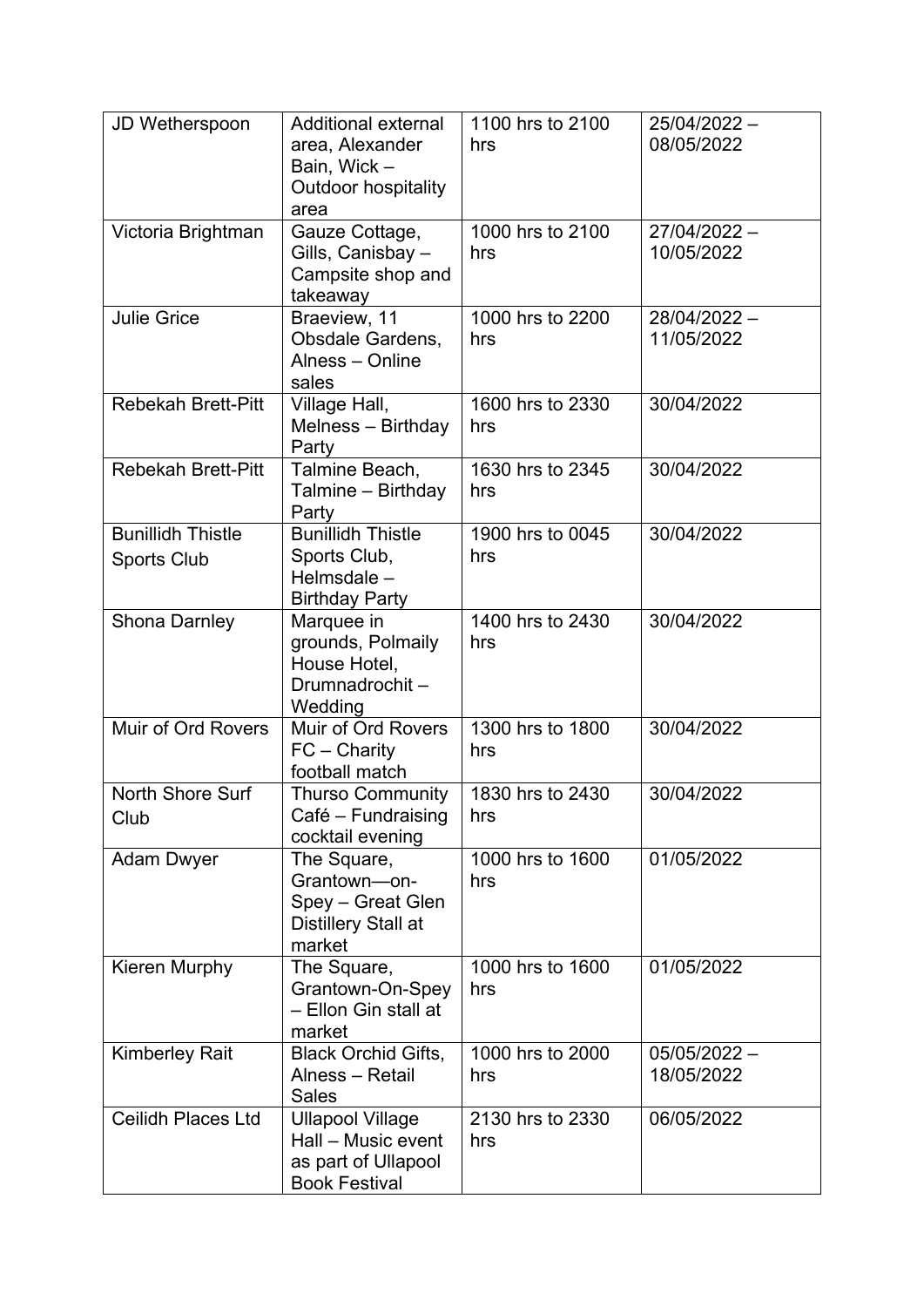| JD Wetherspoon | Additional external area, Alexander Bain, Wick – Outdoor hospitality area | 1100 hrs to 2100 hrs | 25/04/2022 – 08/05/2022 |
|---|---|---|---|
| Victoria Brightman | Gauze Cottage, Gills, Canisbay – Campsite shop and takeaway | 1000 hrs to 2100 hrs | 27/04/2022 – 10/05/2022 |
| Julie Grice | Braeview, 11 Obsdale Gardens, Alness – Online sales | 1000 hrs to 2200 hrs | 28/04/2022 – 11/05/2022 |
| Rebekah Brett-Pitt | Village Hall, Melness – Birthday Party | 1600 hrs to 2330 hrs | 30/04/2022 |
| Rebekah Brett-Pitt | Talmine Beach, Talmine – Birthday Party | 1630 hrs to 2345 hrs | 30/04/2022 |
| Bunillidh Thistle Sports Club | Bunillidh Thistle Sports Club, Helmsdale – Birthday Party | 1900 hrs to 0045 hrs | 30/04/2022 |
| Shona Darnley | Marquee in grounds, Polmaily House Hotel, Drumnadrochit – Wedding | 1400 hrs to 2430 hrs | 30/04/2022 |
| Muir of Ord Rovers | Muir of Ord Rovers FC – Charity football match | 1300 hrs to 1800 hrs | 30/04/2022 |
| North Shore Surf Club | Thurso Community Café – Fundraising cocktail evening | 1830 hrs to 2430 hrs | 30/04/2022 |
| Adam Dwyer | The Square, Grantown—on-Spey – Great Glen Distillery Stall at market | 1000 hrs to 1600 hrs | 01/05/2022 |
| Kieren Murphy | The Square, Grantown-On-Spey – Ellon Gin stall at market | 1000 hrs to 1600 hrs | 01/05/2022 |
| Kimberley Rait | Black Orchid Gifts, Alness – Retail Sales | 1000 hrs to 2000 hrs | 05/05/2022 – 18/05/2022 |
| Ceilidh Places Ltd | Ullapool Village Hall – Music event as part of Ullapool Book Festival | 2130 hrs to 2330 hrs | 06/05/2022 |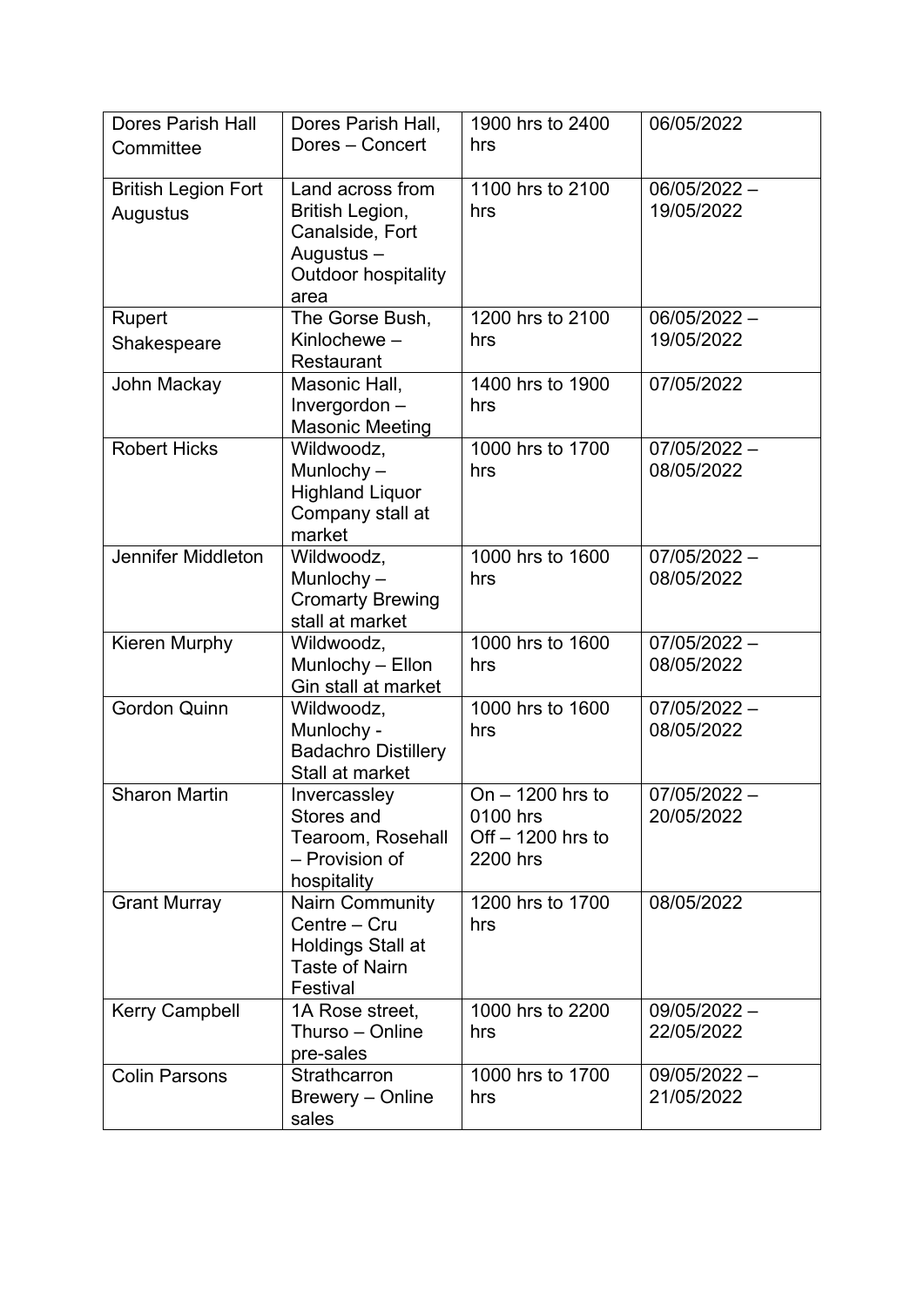| | | | |
|---|---|---|---|
| Dores Parish Hall Committee | Dores Parish Hall, Dores – Concert | 1900 hrs to 2400 hrs | 06/05/2022 |
| British Legion Fort Augustus | Land across from British Legion, Canalside, Fort Augustus – Outdoor hospitality area | 1100 hrs to 2100 hrs | 06/05/2022 – 19/05/2022 |
| Rupert Shakespeare | The Gorse Bush, Kinlochewe – Restaurant | 1200 hrs to 2100 hrs | 06/05/2022 – 19/05/2022 |
| John Mackay | Masonic Hall, Invergordon – Masonic Meeting | 1400 hrs to 1900 hrs | 07/05/2022 |
| Robert Hicks | Wildwoodz, Munlochy – Highland Liquor Company stall at market | 1000 hrs to 1700 hrs | 07/05/2022 – 08/05/2022 |
| Jennifer Middleton | Wildwoodz, Munlochy – Cromarty Brewing stall at market | 1000 hrs to 1600 hrs | 07/05/2022 – 08/05/2022 |
| Kieren Murphy | Wildwoodz, Munlochy – Ellon Gin stall at market | 1000 hrs to 1600 hrs | 07/05/2022 – 08/05/2022 |
| Gordon Quinn | Wildwoodz, Munlochy - Badachro Distillery Stall at market | 1000 hrs to 1600 hrs | 07/05/2022 – 08/05/2022 |
| Sharon Martin | Invercassley Stores and Tearoom, Rosehall – Provision of hospitality | On – 1200 hrs to 0100 hrs<br>Off – 1200 hrs to 2200 hrs | 07/05/2022 – 20/05/2022 |
| Grant Murray | Nairn Community Centre – Cru Holdings Stall at Taste of Nairn Festival | 1200 hrs to 1700 hrs | 08/05/2022 |
| Kerry Campbell | 1A Rose street, Thurso – Online pre-sales | 1000 hrs to 2200 hrs | 09/05/2022 – 22/05/2022 |
| Colin Parsons | Strathcarron Brewery – Online sales | 1000 hrs to 1700 hrs | 09/05/2022 – 21/05/2022 |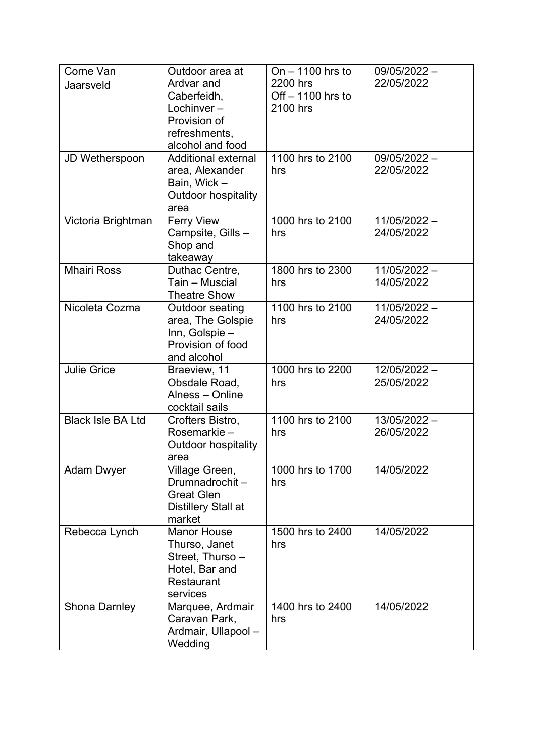| | | | |
|---|---|---|---|
| Corne Van Jaarsveld | Outdoor area at Ardvar and Caberfeidh, Lochinver – Provision of refreshments, alcohol and food | On – 1100 hrs to 2200 hrs<br>Off – 1100 hrs to 2100 hrs | 09/05/2022 – 22/05/2022 |
| JD Wetherspoon | Additional external area, Alexander Bain, Wick – Outdoor hospitality area | 1100 hrs to 2100 hrs | 09/05/2022 – 22/05/2022 |
| Victoria Brightman | Ferry View Campsite, Gills – Shop and takeaway | 1000 hrs to 2100 hrs | 11/05/2022 – 24/05/2022 |
| Mhairi Ross | Duthac Centre, Tain – Muscial Theatre Show | 1800 hrs to 2300 hrs | 11/05/2022 – 14/05/2022 |
| Nicoleta Cozma | Outdoor seating area, The Golspie Inn, Golspie – Provision of food and alcohol | 1100 hrs to 2100 hrs | 11/05/2022 – 24/05/2022 |
| Julie Grice | Braeview, 11 Obsdale Road, Alness – Online cocktail sails | 1000 hrs to 2200 hrs | 12/05/2022 – 25/05/2022 |
| Black Isle BA Ltd | Crofters Bistro, Rosemarkie – Outdoor hospitality area | 1100 hrs to 2100 hrs | 13/05/2022 – 26/05/2022 |
| Adam Dwyer | Village Green, Drumnadrochit – Great Glen Distillery Stall at market | 1000 hrs to 1700 hrs | 14/05/2022 |
| Rebecca Lynch | Manor House Thurso, Janet Street, Thurso – Hotel, Bar and Restaurant services | 1500 hrs to 2400 hrs | 14/05/2022 |
| Shona Darnley | Marquee, Ardmair Caravan Park, Ardmair, Ullapool – Wedding | 1400 hrs to 2400 hrs | 14/05/2022 |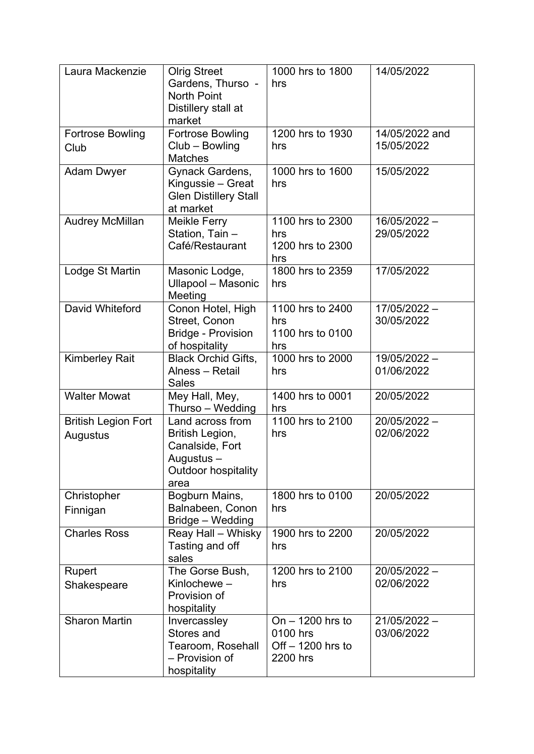| | | | |
|---|---|---|---|
| Laura Mackenzie | Olrig Street Gardens, Thurso - North Point Distillery stall at market | 1000 hrs to 1800 hrs | 14/05/2022 |
| Fortrose Bowling Club | Fortrose Bowling Club – Bowling Matches | 1200 hrs to 1930 hrs | 14/05/2022 and 15/05/2022 |
| Adam Dwyer | Gynack Gardens, Kingussie – Great Glen Distillery Stall at market | 1000 hrs to 1600 hrs | 15/05/2022 |
| Audrey McMillan | Meikle Ferry Station, Tain – Café/Restaurant | 1100 hrs to 2300 hrs<br>1200 hrs to 2300 hrs | 16/05/2022 – 29/05/2022 |
| Lodge St Martin | Masonic Lodge, Ullapool – Masonic Meeting | 1800 hrs to 2359 hrs | 17/05/2022 |
| David Whiteford | Conon Hotel, High Street, Conon Bridge - Provision of hospitality | 1100 hrs to 2400 hrs<br>1100 hrs to 0100 hrs | 17/05/2022 – 30/05/2022 |
| Kimberley Rait | Black Orchid Gifts, Alness – Retail Sales | 1000 hrs to 2000 hrs | 19/05/2022 – 01/06/2022 |
| Walter Mowat | Mey Hall, Mey, Thurso – Wedding | 1400 hrs to 0001 hrs | 20/05/2022 |
| British Legion Fort Augustus | Land across from British Legion, Canalside, Fort Augustus – Outdoor hospitality area | 1100 hrs to 2100 hrs | 20/05/2022 – 02/06/2022 |
| Christopher Finnigan | Bogburn Mains, Balnabeen, Conon Bridge – Wedding | 1800 hrs to 0100 hrs | 20/05/2022 |
| Charles Ross | Reay Hall – Whisky Tasting and off sales | 1900 hrs to 2200 hrs | 20/05/2022 |
| Rupert Shakespeare | The Gorse Bush, Kinlochewe – Provision of hospitality | 1200 hrs to 2100 hrs | 20/05/2022 – 02/06/2022 |
| Sharon Martin | Invercassley Stores and Tearoom, Rosehall – Provision of hospitality | On – 1200 hrs to 0100 hrs<br>Off – 1200 hrs to 2200 hrs | 21/05/2022 – 03/06/2022 |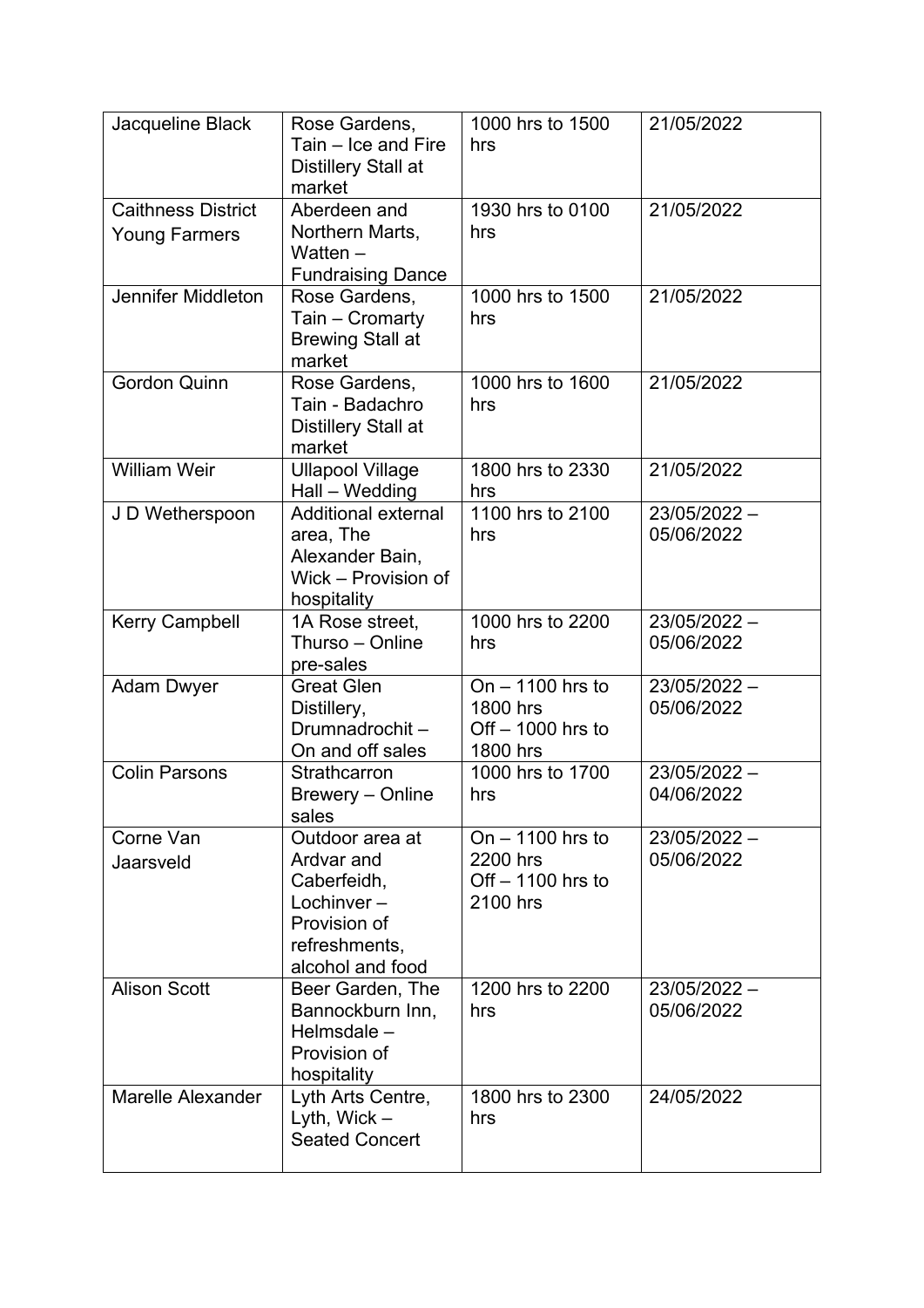| Jacqueline Black | Rose Gardens, Tain – Ice and Fire Distillery Stall at market | 1000 hrs to 1500 hrs | 21/05/2022 |
|---|---|---|---|
| Caithness District Young Farmers | Aberdeen and Northern Marts, Watten – Fundraising Dance | 1930 hrs to 0100 hrs | 21/05/2022 |
| Jennifer Middleton | Rose Gardens, Tain – Cromarty Brewing Stall at market | 1000 hrs to 1500 hrs | 21/05/2022 |
| Gordon Quinn | Rose Gardens, Tain - Badachro Distillery Stall at market | 1000 hrs to 1600 hrs | 21/05/2022 |
| William Weir | Ullapool Village Hall – Wedding | 1800 hrs to 2330 hrs | 21/05/2022 |
| J D Wetherspoon | Additional external area, The Alexander Bain, Wick – Provision of hospitality | 1100 hrs to 2100 hrs | 23/05/2022 – 05/06/2022 |
| Kerry Campbell | 1A Rose street, Thurso – Online pre-sales | 1000 hrs to 2200 hrs | 23/05/2022 – 05/06/2022 |
| Adam Dwyer | Great Glen Distillery, Drumnadrochit – On and off sales | On – 1100 hrs to 1800 hrs<br>Off – 1000 hrs to 1800 hrs | 23/05/2022 – 05/06/2022 |
| Colin Parsons | Strathcarron Brewery – Online sales | 1000 hrs to 1700 hrs | 23/05/2022 – 04/06/2022 |
| Corne Van Jaarsveld | Outdoor area at Ardvar and Caberfeidh, Lochinver – Provision of refreshments, alcohol and food | On – 1100 hrs to 2200 hrs<br>Off – 1100 hrs to 2100 hrs | 23/05/2022 – 05/06/2022 |
| Alison Scott | Beer Garden, The Bannockburn Inn, Helmsdale – Provision of hospitality | 1200 hrs to 2200 hrs | 23/05/2022 – 05/06/2022 |
| Marelle Alexander | Lyth Arts Centre, Lyth, Wick – Seated Concert | 1800 hrs to 2300 hrs | 24/05/2022 |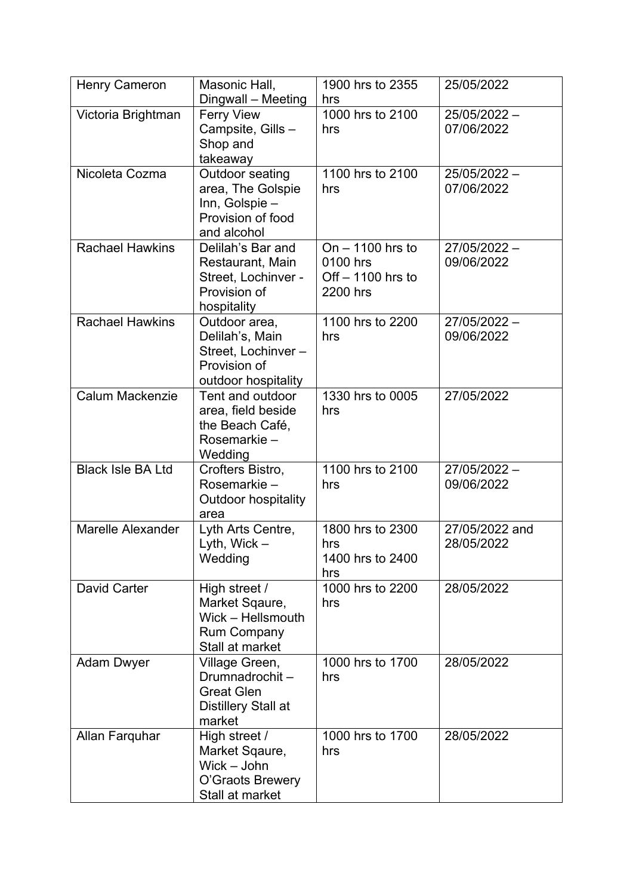| Henry Cameron | Masonic Hall, Dingwall – Meeting | 1900 hrs to 2355 hrs | 25/05/2022 |
|---|---|---|---|
| Victoria Brightman | Ferry View Campsite, Gills – Shop and takeaway | 1000 hrs to 2100 hrs | 25/05/2022 – 07/06/2022 |
| Nicoleta Cozma | Outdoor seating area, The Golspie Inn, Golspie – Provision of food and alcohol | 1100 hrs to 2100 hrs | 25/05/2022 – 07/06/2022 |
| Rachael Hawkins | Delilah's Bar and Restaurant, Main Street, Lochinver - Provision of hospitality | On – 1100 hrs to 0100 hrs<br>Off – 1100 hrs to 2200 hrs | 27/05/2022 – 09/06/2022 |
| Rachael Hawkins | Outdoor area, Delilah's, Main Street, Lochinver – Provision of outdoor hospitality | 1100 hrs to 2200 hrs | 27/05/2022 – 09/06/2022 |
| Calum Mackenzie | Tent and outdoor area, field beside the Beach Café, Rosemarkie – Wedding | 1330 hrs to 0005 hrs | 27/05/2022 |
| Black Isle BA Ltd | Crofters Bistro, Rosemarkie – Outdoor hospitality area | 1100 hrs to 2100 hrs | 27/05/2022 – 09/06/2022 |
| Marelle Alexander | Lyth Arts Centre, Lyth, Wick – Wedding | 1800 hrs to 2300 hrs<br>1400 hrs to 2400 hrs | 27/05/2022 and 28/05/2022 |
| David Carter | High street / Market Sqaure, Wick – Hellsmouth Rum Company Stall at market | 1000 hrs to 2200 hrs | 28/05/2022 |
| Adam Dwyer | Village Green, Drumnadrochit – Great Glen Distillery Stall at market | 1000 hrs to 1700 hrs | 28/05/2022 |
| Allan Farquhar | High street / Market Sqaure, Wick – John O'Graots Brewery Stall at market | 1000 hrs to 1700 hrs | 28/05/2022 |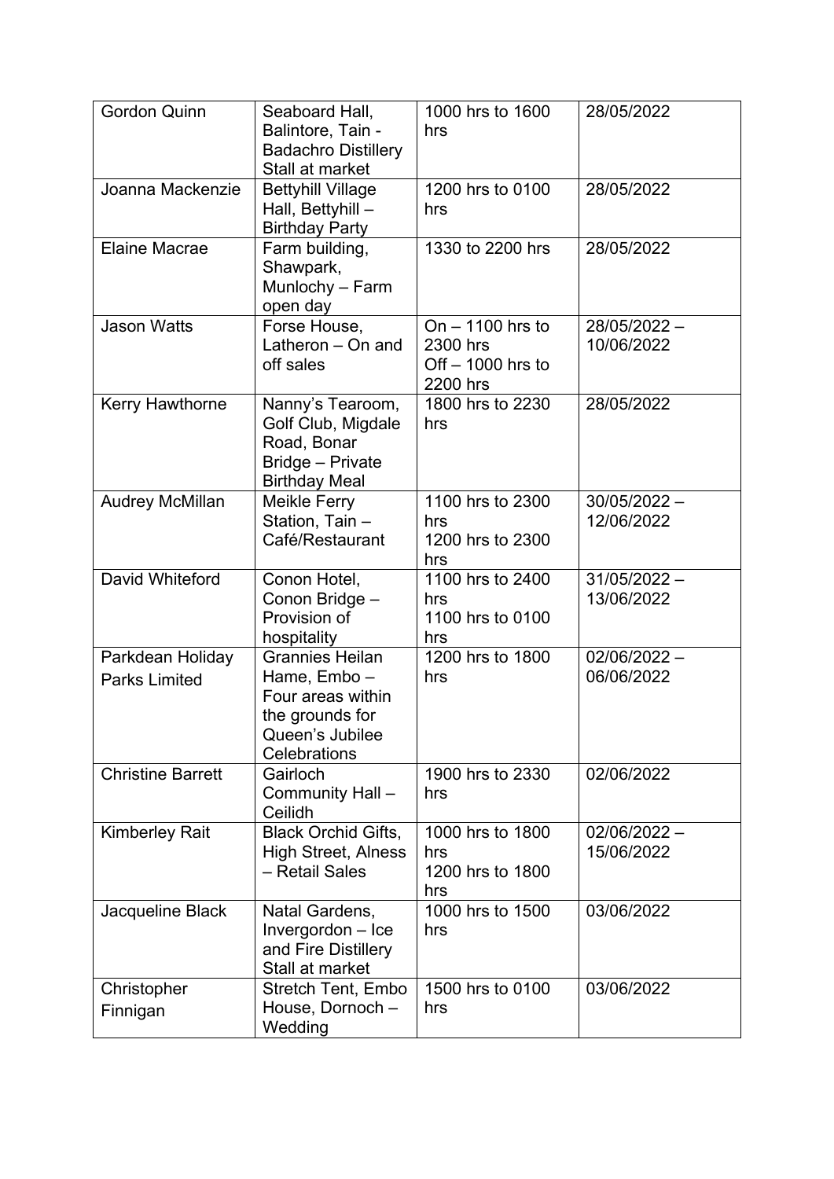| Gordon Quinn | Seaboard Hall, Balintore, Tain - Badachro Distillery Stall at market | 1000 hrs to 1600 hrs | 28/05/2022 |
|---|---|---|---|
| Joanna Mackenzie | Bettyhill Village Hall, Bettyhill – Birthday Party | 1200 hrs to 0100 hrs | 28/05/2022 |
| Elaine Macrae | Farm building, Shawpark, Munlochy – Farm open day | 1330 to 2200 hrs | 28/05/2022 |
| Jason Watts | Forse House, Latheron – On and off sales | On – 1100 hrs to 2300 hrs<br>Off – 1000 hrs to 2200 hrs | 28/05/2022 – 10/06/2022 |
| Kerry Hawthorne | Nanny's Tearoom, Golf Club, Migdale Road, Bonar Bridge – Private Birthday Meal | 1800 hrs to 2230 hrs | 28/05/2022 |
| Audrey McMillan | Meikle Ferry Station, Tain – Café/Restaurant | 1100 hrs to 2300 hrs<br>1200 hrs to 2300 hrs | 30/05/2022 – 12/06/2022 |
| David Whiteford | Conon Hotel, Conon Bridge – Provision of hospitality | 1100 hrs to 2400 hrs<br>1100 hrs to 0100 hrs | 31/05/2022 – 13/06/2022 |
| Parkdean Holiday Parks Limited | Grannies Heilan Hame, Embo – Four areas within the grounds for Queen's Jubilee Celebrations | 1200 hrs to 1800 hrs | 02/06/2022 – 06/06/2022 |
| Christine Barrett | Gairloch Community Hall – Ceilidh | 1900 hrs to 2330 hrs | 02/06/2022 |
| Kimberley Rait | Black Orchid Gifts, High Street, Alness – Retail Sales | 1000 hrs to 1800 hrs<br>1200 hrs to 1800 hrs | 02/06/2022 – 15/06/2022 |
| Jacqueline Black | Natal Gardens, Invergordon – Ice and Fire Distillery Stall at market | 1000 hrs to 1500 hrs | 03/06/2022 |
| Christopher Finnigan | Stretch Tent, Embo House, Dornoch – Wedding | 1500 hrs to 0100 hrs | 03/06/2022 |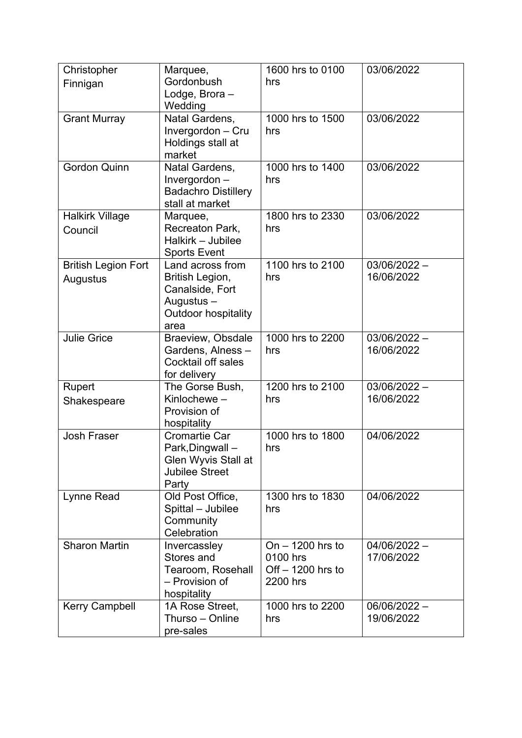| Christopher Finnigan | Marquee, Gordonbush Lodge, Brora – Wedding | 1600 hrs to 0100 hrs | 03/06/2022 |
|---|---|---|---|
| Grant Murray | Natal Gardens, Invergordon – Cru Holdings stall at market | 1000 hrs to 1500 hrs | 03/06/2022 |
| Gordon Quinn | Natal Gardens, Invergordon – Badachro Distillery stall at market | 1000 hrs to 1400 hrs | 03/06/2022 |
| Halkirk Village Council | Marquee, Recreaton Park, Halkirk – Jubilee Sports Event | 1800 hrs to 2330 hrs | 03/06/2022 |
| British Legion Fort Augustus | Land across from British Legion, Canalside, Fort Augustus – Outdoor hospitality area | 1100 hrs to 2100 hrs | 03/06/2022 – 16/06/2022 |
| Julie Grice | Braeview, Obsdale Gardens, Alness – Cocktail off sales for delivery | 1000 hrs to 2200 hrs | 03/06/2022 – 16/06/2022 |
| Rupert Shakespeare | The Gorse Bush, Kinlochewe – Provision of hospitality | 1200 hrs to 2100 hrs | 03/06/2022 – 16/06/2022 |
| Josh Fraser | Cromartie Car Park,Dingwall – Glen Wyvis Stall at Jubilee Street Party | 1000 hrs to 1800 hrs | 04/06/2022 |
| Lynne Read | Old Post Office, Spittal – Jubilee Community Celebration | 1300 hrs to 1830 hrs | 04/06/2022 |
| Sharon Martin | Invercassley Stores and Tearoom, Rosehall – Provision of hospitality | On – 1200 hrs to 0100 hrs Off – 1200 hrs to 2200 hrs | 04/06/2022 – 17/06/2022 |
| Kerry Campbell | 1A Rose Street, Thurso – Online pre-sales | 1000 hrs to 2200 hrs | 06/06/2022 – 19/06/2022 |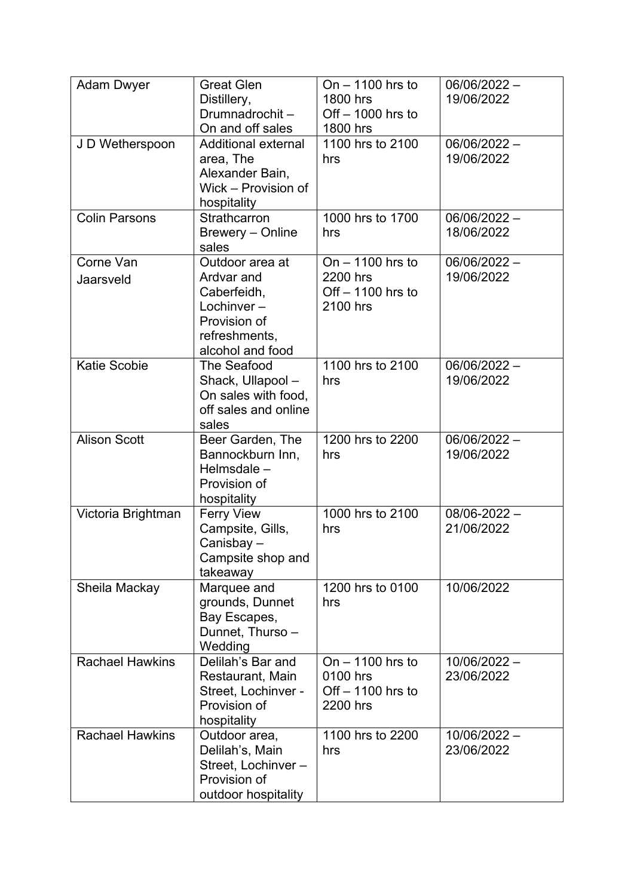| Adam Dwyer | Great Glen Distillery, Drumnadrochit – On and off sales | On – 1100 hrs to 1800 hrs<br>Off – 1000 hrs to 1800 hrs | 06/06/2022 – 19/06/2022 |
|---|---|---|---|
| J D Wetherspoon | Additional external area, The Alexander Bain, Wick – Provision of hospitality | 1100 hrs to 2100 hrs | 06/06/2022 – 19/06/2022 |
| Colin Parsons | Strathcarron Brewery – Online sales | 1000 hrs to 1700 hrs | 06/06/2022 – 18/06/2022 |
| Corne Van Jaarsveld | Outdoor area at Ardvar and Caberfeidh, Lochinver – Provision of refreshments, alcohol and food | On – 1100 hrs to 2200 hrs<br>Off – 1100 hrs to 2100 hrs | 06/06/2022 – 19/06/2022 |
| Katie Scobie | The Seafood Shack, Ullapool – On sales with food, off sales and online sales | 1100 hrs to 2100 hrs | 06/06/2022 – 19/06/2022 |
| Alison Scott | Beer Garden, The Bannockburn Inn, Helmsdale – Provision of hospitality | 1200 hrs to 2200 hrs | 06/06/2022 – 19/06/2022 |
| Victoria Brightman | Ferry View Campsite, Gills, Canisbay – Campsite shop and takeaway | 1000 hrs to 2100 hrs | 08/06-2022 – 21/06/2022 |
| Sheila Mackay | Marquee and grounds, Dunnet Bay Escapes, Dunnet, Thurso – Wedding | 1200 hrs to 0100 hrs | 10/06/2022 |
| Rachael Hawkins | Delilah's Bar and Restaurant, Main Street, Lochinver - Provision of hospitality | On – 1100 hrs to 0100 hrs<br>Off – 1100 hrs to 2200 hrs | 10/06/2022 – 23/06/2022 |
| Rachael Hawkins | Outdoor area, Delilah's, Main Street, Lochinver – Provision of outdoor hospitality | 1100 hrs to 2200 hrs | 10/06/2022 – 23/06/2022 |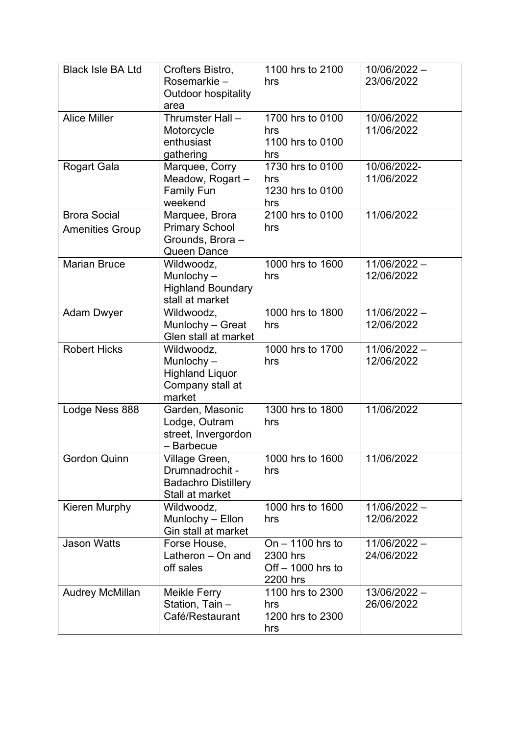| Black Isle BA Ltd | Crofters Bistro, Rosemarkie – Outdoor hospitality area | 1100 hrs to 2100 hrs | 10/06/2022 – 23/06/2022 |
|---|---|---|---|
| Alice Miller | Thrumster Hall – Motorcycle enthusiast gathering | 1700 hrs to 0100 hrs<br>1100 hrs to 0100 hrs | 10/06/2022<br>11/06/2022 |
| Rogart Gala | Marquee, Corry Meadow, Rogart – Family Fun weekend | 1730 hrs to 0100 hrs<br>1230 hrs to 0100 hrs | 10/06/2022-<br>11/06/2022 |
| Brora Social Amenities Group | Marquee, Brora Primary School Grounds, Brora – Queen Dance | 2100 hrs to 0100 hrs | 11/06/2022 |
| Marian Bruce | Wildwoodz, Munlochy – Highland Boundary stall at market | 1000 hrs to 1600 hrs | 11/06/2022 – 12/06/2022 |
| Adam Dwyer | Wildwoodz, Munlochy – Great Glen stall at market | 1000 hrs to 1800 hrs | 11/06/2022 – 12/06/2022 |
| Robert Hicks | Wildwoodz, Munlochy – Highland Liquor Company stall at market | 1000 hrs to 1700 hrs | 11/06/2022 – 12/06/2022 |
| Lodge Ness 888 | Garden, Masonic Lodge, Outram street, Invergordon – Barbecue | 1300 hrs to 1800 hrs | 11/06/2022 |
| Gordon Quinn | Village Green, Drumnadrochit - Badachro Distillery Stall at market | 1000 hrs to 1600 hrs | 11/06/2022 |
| Kieren Murphy | Wildwoodz, Munlochy – Ellon Gin stall at market | 1000 hrs to 1600 hrs | 11/06/2022 – 12/06/2022 |
| Jason Watts | Forse House, Latheron – On and off sales | On – 1100 hrs to 2300 hrs<br>Off – 1000 hrs to 2200 hrs | 11/06/2022 – 24/06/2022 |
| Audrey McMillan | Meikle Ferry Station, Tain – Café/Restaurant | 1100 hrs to 2300 hrs<br>1200 hrs to 2300 hrs | 13/06/2022 – 26/06/2022 |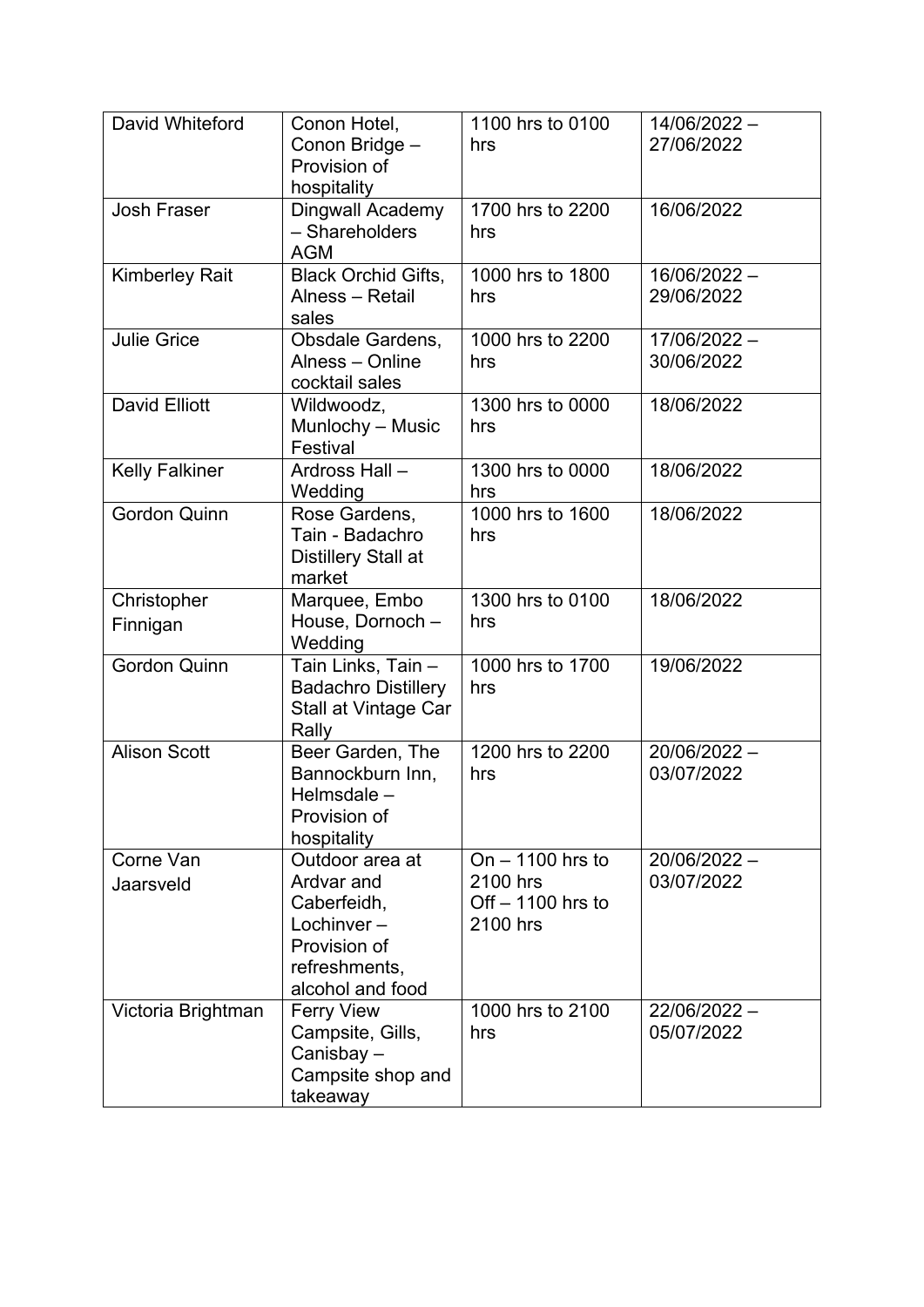| David Whiteford | Conon Hotel, Conon Bridge – Provision of hospitality | 1100 hrs to 0100 hrs | 14/06/2022 – 27/06/2022 |
|---|---|---|---|
| Josh Fraser | Dingwall Academy – Shareholders AGM | 1700 hrs to 2200 hrs | 16/06/2022 |
| Kimberley Rait | Black Orchid Gifts, Alness – Retail sales | 1000 hrs to 1800 hrs | 16/06/2022 – 29/06/2022 |
| Julie Grice | Obsdale Gardens, Alness – Online cocktail sales | 1000 hrs to 2200 hrs | 17/06/2022 – 30/06/2022 |
| David Elliott | Wildwoodz, Munlochy – Music Festival | 1300 hrs to 0000 hrs | 18/06/2022 |
| Kelly Falkiner | Ardross Hall – Wedding | 1300 hrs to 0000 hrs | 18/06/2022 |
| Gordon Quinn | Rose Gardens, Tain - Badachro Distillery Stall at market | 1000 hrs to 1600 hrs | 18/06/2022 |
| Christopher Finnigan | Marquee, Embo House, Dornoch – Wedding | 1300 hrs to 0100 hrs | 18/06/2022 |
| Gordon Quinn | Tain Links, Tain – Badachro Distillery Stall at Vintage Car Rally | 1000 hrs to 1700 hrs | 19/06/2022 |
| Alison Scott | Beer Garden, The Bannockburn Inn, Helmsdale – Provision of hospitality | 1200 hrs to 2200 hrs | 20/06/2022 – 03/07/2022 |
| Corne Van Jaarsveld | Outdoor area at Ardvar and Caberfeidh, Lochinver – Provision of refreshments, alcohol and food | On – 1100 hrs to 2100 hrs<br>Off – 1100 hrs to 2100 hrs | 20/06/2022 – 03/07/2022 |
| Victoria Brightman | Ferry View Campsite, Gills, Canisbay – Campsite shop and takeaway | 1000 hrs to 2100 hrs | 22/06/2022 – 05/07/2022 |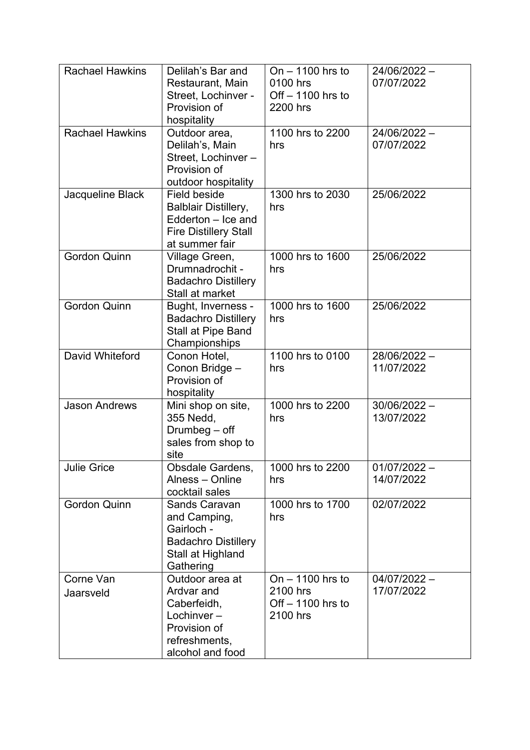| | | | |
|---|---|---|---|
| Rachael Hawkins | Delilah's Bar and Restaurant, Main Street, Lochinver - Provision of hospitality | On – 1100 hrs to 0100 hrs Off – 1100 hrs to 2200 hrs | 24/06/2022 – 07/07/2022 |
| Rachael Hawkins | Outdoor area, Delilah's, Main Street, Lochinver – Provision of outdoor hospitality | 1100 hrs to 2200 hrs | 24/06/2022 – 07/07/2022 |
| Jacqueline Black | Field beside Balblair Distillery, Edderton – Ice and Fire Distillery Stall at summer fair | 1300 hrs to 2030 hrs | 25/06/2022 |
| Gordon Quinn | Village Green, Drumnadrochit - Badachro Distillery Stall at market | 1000 hrs to 1600 hrs | 25/06/2022 |
| Gordon Quinn | Bught, Inverness - Badachro Distillery Stall at Pipe Band Championships | 1000 hrs to 1600 hrs | 25/06/2022 |
| David Whiteford | Conon Hotel, Conon Bridge – Provision of hospitality | 1100 hrs to 0100 hrs | 28/06/2022 – 11/07/2022 |
| Jason Andrews | Mini shop on site, 355 Nedd, Drumbeg – off sales from shop to site | 1000 hrs to 2200 hrs | 30/06/2022 – 13/07/2022 |
| Julie Grice | Obsdale Gardens, Alness – Online cocktail sales | 1000 hrs to 2200 hrs | 01/07/2022 – 14/07/2022 |
| Gordon Quinn | Sands Caravan and Camping, Gairloch - Badachro Distillery Stall at Highland Gathering | 1000 hrs to 1700 hrs | 02/07/2022 |
| Corne Van Jaarsveld | Outdoor area at Ardvar and Caberfeidh, Lochinver – Provision of refreshments, alcohol and food | On – 1100 hrs to 2100 hrs Off – 1100 hrs to 2100 hrs | 04/07/2022 – 17/07/2022 |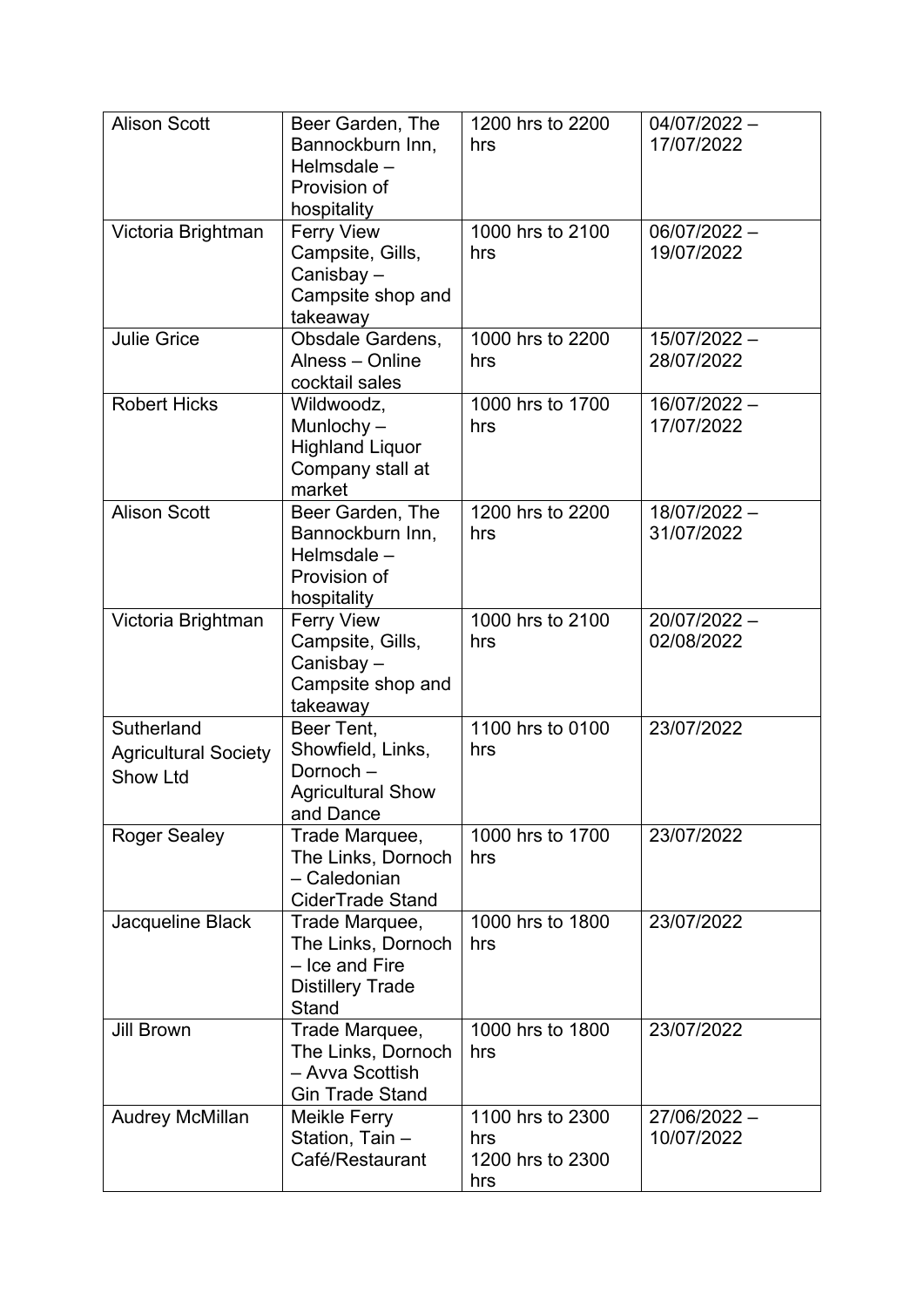| | | | |
|---|---|---|---|
| Alison Scott | Beer Garden, The Bannockburn Inn, Helmsdale – Provision of hospitality | 1200 hrs to 2200 hrs | 04/07/2022 – 17/07/2022 |
| Victoria Brightman | Ferry View Campsite, Gills, Canisbay – Campsite shop and takeaway | 1000 hrs to 2100 hrs | 06/07/2022 – 19/07/2022 |
| Julie Grice | Obsdale Gardens, Alness – Online cocktail sales | 1000 hrs to 2200 hrs | 15/07/2022 – 28/07/2022 |
| Robert Hicks | Wildwoodz, Munlochy – Highland Liquor Company stall at market | 1000 hrs to 1700 hrs | 16/07/2022 – 17/07/2022 |
| Alison Scott | Beer Garden, The Bannockburn Inn, Helmsdale – Provision of hospitality | 1200 hrs to 2200 hrs | 18/07/2022 – 31/07/2022 |
| Victoria Brightman | Ferry View Campsite, Gills, Canisbay – Campsite shop and takeaway | 1000 hrs to 2100 hrs | 20/07/2022 – 02/08/2022 |
| Sutherland Agricultural Society Show Ltd | Beer Tent, Showfield, Links, Dornoch – Agricultural Show and Dance | 1100 hrs to 0100 hrs | 23/07/2022 |
| Roger Sealey | Trade Marquee, The Links, Dornoch – Caledonian CiderTrade Stand | 1000 hrs to 1700 hrs | 23/07/2022 |
| Jacqueline Black | Trade Marquee, The Links, Dornoch – Ice and Fire Distillery Trade Stand | 1000 hrs to 1800 hrs | 23/07/2022 |
| Jill Brown | Trade Marquee, The Links, Dornoch – Avva Scottish Gin Trade Stand | 1000 hrs to 1800 hrs | 23/07/2022 |
| Audrey McMillan | Meikle Ferry Station, Tain – Café/Restaurant | 1100 hrs to 2300 hrs<br>1200 hrs to 2300 hrs | 27/06/2022 – 10/07/2022 |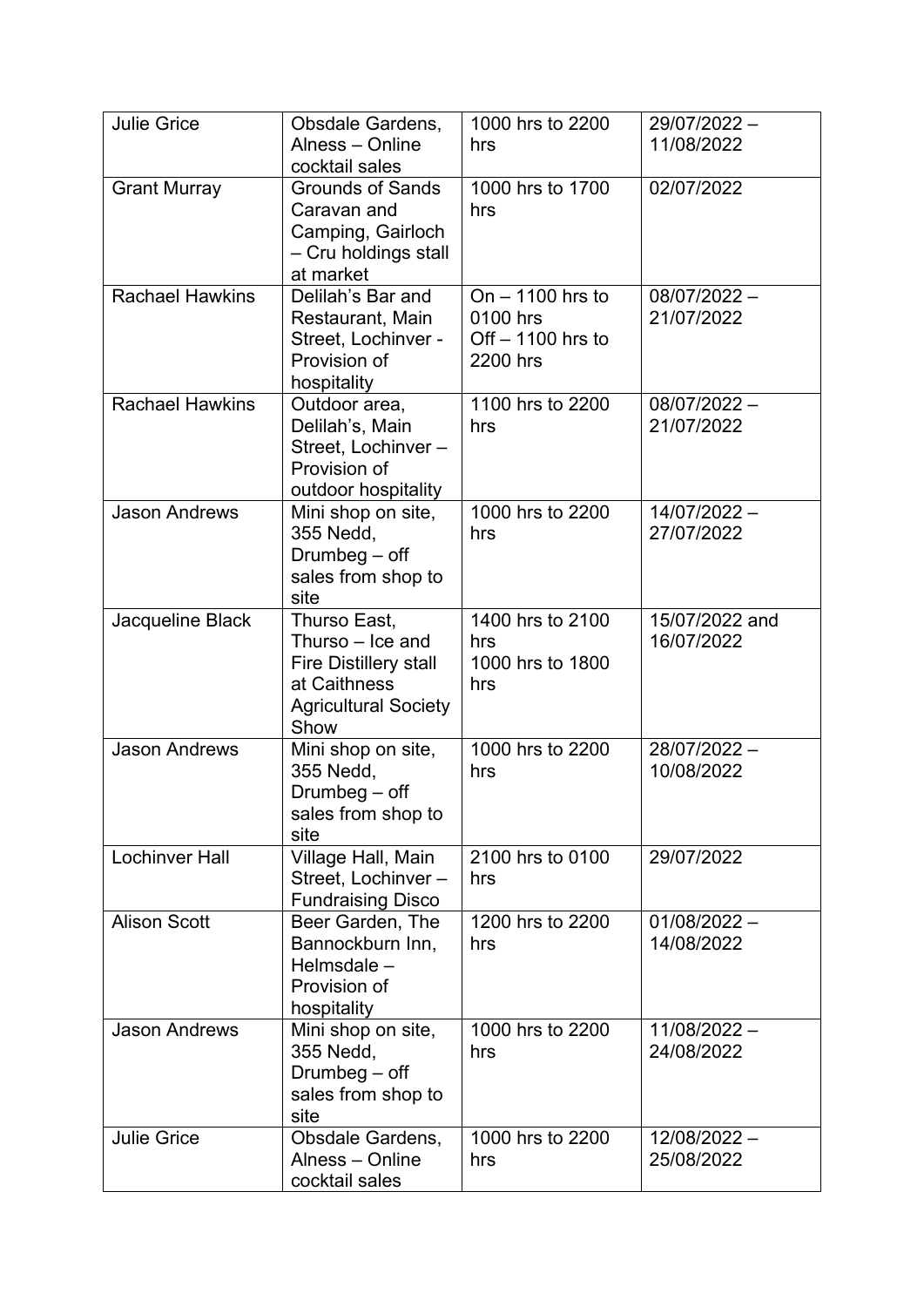| Julie Grice | Obsdale Gardens, Alness – Online cocktail sales | 1000 hrs to 2200 hrs | 29/07/2022 – 11/08/2022 |
|---|---|---|---|
| Grant Murray | Grounds of Sands Caravan and Camping, Gairloch – Cru holdings stall at market | 1000 hrs to 1700 hrs | 02/07/2022 |
| Rachael Hawkins | Delilah's Bar and Restaurant, Main Street, Lochinver - Provision of hospitality | On – 1100 hrs to 0100 hrs<br>Off – 1100 hrs to 2200 hrs | 08/07/2022 – 21/07/2022 |
| Rachael Hawkins | Outdoor area, Delilah's, Main Street, Lochinver – Provision of outdoor hospitality | 1100 hrs to 2200 hrs | 08/07/2022 – 21/07/2022 |
| Jason Andrews | Mini shop on site, 355 Nedd, Drumbeg – off sales from shop to site | 1000 hrs to 2200 hrs | 14/07/2022 – 27/07/2022 |
| Jacqueline Black | Thurso East, Thurso – Ice and Fire Distillery stall at Caithness Agricultural Society Show | 1400 hrs to 2100 hrs<br>1000 hrs to 1800 hrs | 15/07/2022 and 16/07/2022 |
| Jason Andrews | Mini shop on site, 355 Nedd, Drumbeg – off sales from shop to site | 1000 hrs to 2200 hrs | 28/07/2022 – 10/08/2022 |
| Lochinver Hall | Village Hall, Main Street, Lochinver – Fundraising Disco | 2100 hrs to 0100 hrs | 29/07/2022 |
| Alison Scott | Beer Garden, The Bannockburn Inn, Helmsdale – Provision of hospitality | 1200 hrs to 2200 hrs | 01/08/2022 – 14/08/2022 |
| Jason Andrews | Mini shop on site, 355 Nedd, Drumbeg – off sales from shop to site | 1000 hrs to 2200 hrs | 11/08/2022 – 24/08/2022 |
| Julie Grice | Obsdale Gardens, Alness – Online cocktail sales | 1000 hrs to 2200 hrs | 12/08/2022 – 25/08/2022 |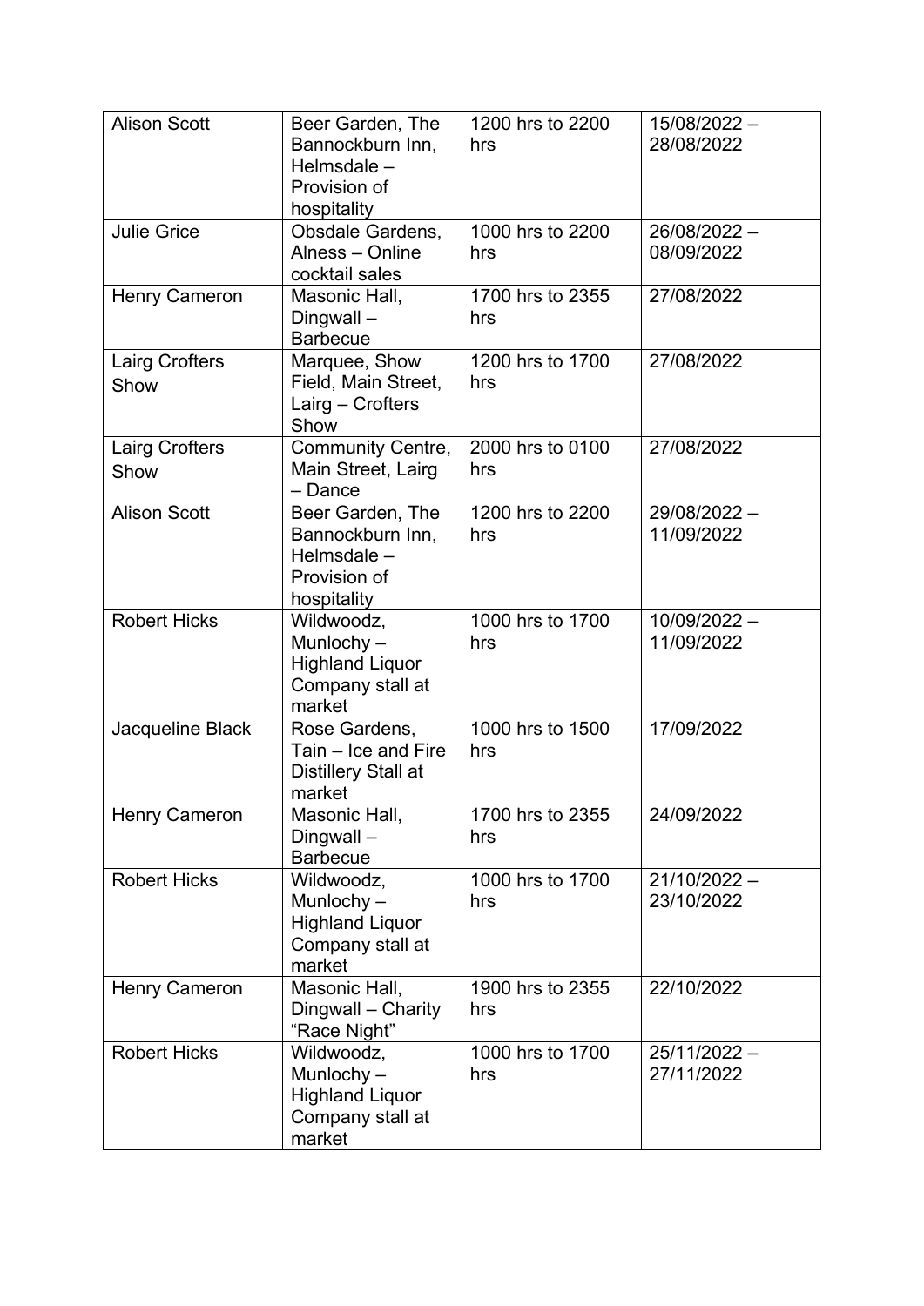| Alison Scott | Beer Garden, The Bannockburn Inn, Helmsdale – Provision of hospitality | 1200 hrs to 2200 hrs | 15/08/2022 – 28/08/2022 |
|---|---|---|---|
| Julie Grice | Obsdale Gardens, Alness – Online cocktail sales | 1000 hrs to 2200 hrs | 26/08/2022 – 08/09/2022 |
| Henry Cameron | Masonic Hall, Dingwall – Barbecue | 1700 hrs to 2355 hrs | 27/08/2022 |
| Lairg Crofters Show | Marquee, Show Field, Main Street, Lairg – Crofters Show | 1200 hrs to 1700 hrs | 27/08/2022 |
| Lairg Crofters Show | Community Centre, Main Street, Lairg – Dance | 2000 hrs to 0100 hrs | 27/08/2022 |
| Alison Scott | Beer Garden, The Bannockburn Inn, Helmsdale – Provision of hospitality | 1200 hrs to 2200 hrs | 29/08/2022 – 11/09/2022 |
| Robert Hicks | Wildwoodz, Munlochy – Highland Liquor Company stall at market | 1000 hrs to 1700 hrs | 10/09/2022 – 11/09/2022 |
| Jacqueline Black | Rose Gardens, Tain – Ice and Fire Distillery Stall at market | 1000 hrs to 1500 hrs | 17/09/2022 |
| Henry Cameron | Masonic Hall, Dingwall – Barbecue | 1700 hrs to 2355 hrs | 24/09/2022 |
| Robert Hicks | Wildwoodz, Munlochy – Highland Liquor Company stall at market | 1000 hrs to 1700 hrs | 21/10/2022 – 23/10/2022 |
| Henry Cameron | Masonic Hall, Dingwall – Charity "Race Night" | 1900 hrs to 2355 hrs | 22/10/2022 |
| Robert Hicks | Wildwoodz, Munlochy – Highland Liquor Company stall at market | 1000 hrs to 1700 hrs | 25/11/2022 – 27/11/2022 |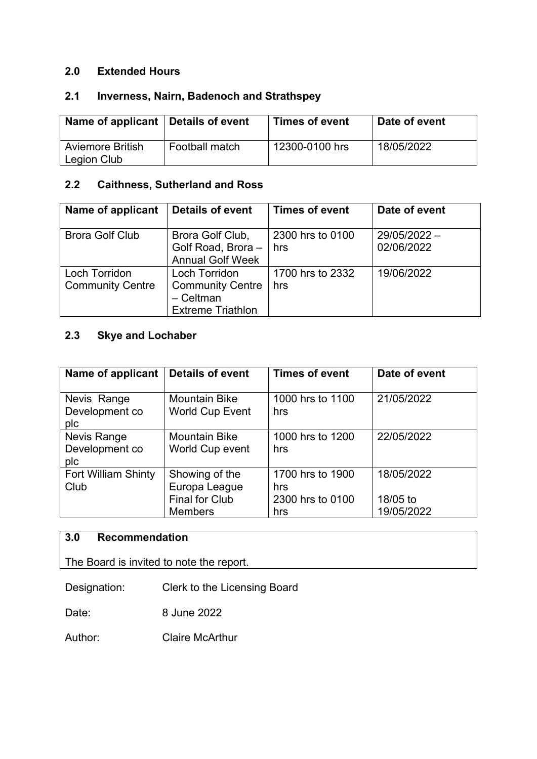## 2.0 Extended Hours

### 2.1 Inverness, Nairn, Badenoch and Strathspey

| Name of applicant | Details of event | Times of event | Date of event |
|---|---|---|---|
| Aviemore British Legion Club | Football match | 12300-0100 hrs | 18/05/2022 |

### 2.2 Caithness, Sutherland and Ross

| Name of applicant | Details of event | Times of event | Date of event |
|---|---|---|---|
| Brora Golf Club | Brora Golf Club, Golf Road, Brora – Annual Golf Week | 2300 hrs to 0100 hrs | 29/05/2022 – 02/06/2022 |
| Loch Torridon Community Centre | Loch Torridon Community Centre – Celtman Extreme Triathlon | 1700 hrs to 2332 hrs | 19/06/2022 |

### 2.3 Skye and Lochaber

| Name of applicant | Details of event | Times of event | Date of event |
|---|---|---|---|
| Nevis Range Development co plc | Mountain Bike World Cup Event | 1000 hrs to 1100 hrs | 21/05/2022 |
| Nevis Range Development co plc | Mountain Bike World Cup event | 1000 hrs to 1200 hrs | 22/05/2022 |
| Fort William Shinty Club | Showing of the Europa League Final for Club Members | 1700 hrs to 1900 hrs<br>2300 hrs to 0100 hrs | 18/05/2022<br>18/05 to 19/05/2022 |

## 3.0 Recommendation

The Board is invited to note the report.

Designation: Clerk to the Licensing Board

Date: 8 June 2022

Author: Claire McArthur